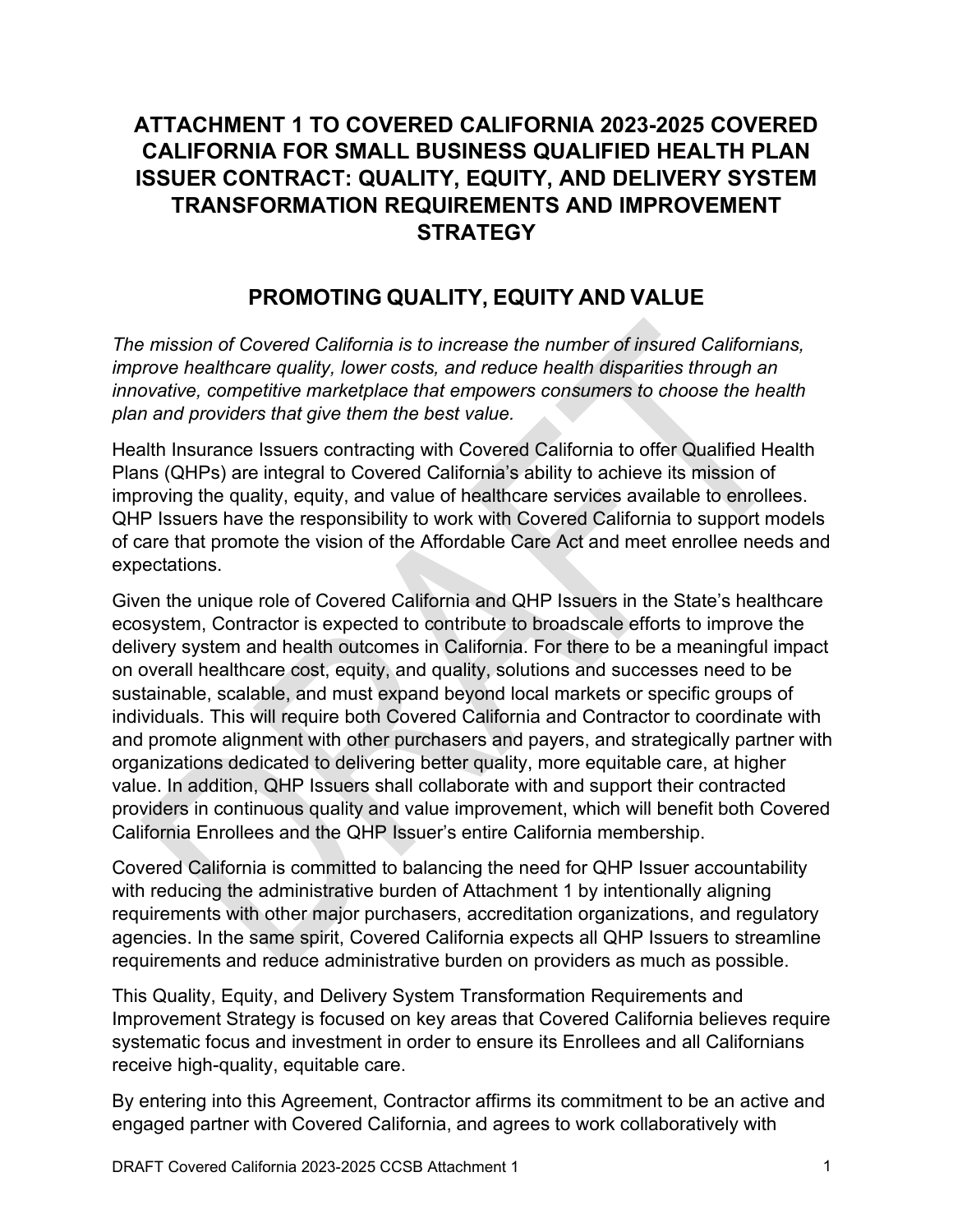# ATTACHMENT 1 TO COVERED CALIFORNIA 2023-2025 COVERED CALIFORNIA FOR SMALL BUSINESS QUALIFIED HEALTH PLAN ISSUER CONTRACT: QUALITY, EQUITY, AND DELIVERY SYSTEM TRANSFORMATION REQUIREMENTS AND IMPROVEMENT STRATEGY

## PROMOTING QUALITY, EQUITY AND VALUE

*The mission of Covered California is to increase the number of insured Californians, improve healthcare quality, lower costs, and reduce health disparities through an innovative, competitive marketplace that empowers consumers to choose the health plan and providers that give them the best value.*

Health Insurance Issuers contracting with Covered California to offer Qualified Health Plans (QHPs) are integral to Covered California's ability to achieve its mission of improving the quality, equity, and value of healthcare services available to enrollees. QHP Issuers have the responsibility to work with Covered California to support models of care that promote the vision of the Affordable Care Act and meet enrollee needs and expectations.

Given the unique role of Covered California and QHP Issuers in the State's healthcare ecosystem, Contractor is expected to contribute to broadscale efforts to improve the delivery system and health outcomes in California. For there to be a meaningful impact on overall healthcare cost, equity, and quality, solutions and successes need to be sustainable, scalable, and must expand beyond local markets or specific groups of individuals. This will require both Covered California and Contractor to coordinate with and promote alignment with other purchasers and payers, and strategically partner with organizations dedicated to delivering better quality, more equitable care, at higher value. In addition, QHP Issuers shall collaborate with and support their contracted providers in continuous quality and value improvement, which will benefit both Covered California Enrollees and the QHP Issuer's entire California membership.

Covered California is committed to balancing the need for QHP Issuer accountability with reducing the administrative burden of Attachment 1 by intentionally aligning requirements with other major purchasers, accreditation organizations, and regulatory agencies. In the same spirit, Covered California expects all QHP Issuers to streamline requirements and reduce administrative burden on providers as much as possible.

This Quality, Equity, and Delivery System Transformation Requirements and Improvement Strategy is focused on key areas that Covered California believes require systematic focus and investment in order to ensure its Enrollees and all Californians receive high-quality, equitable care.

By entering into this Agreement, Contractor affirms its commitment to be an active and engaged partner with Covered California, and agrees to work collaboratively with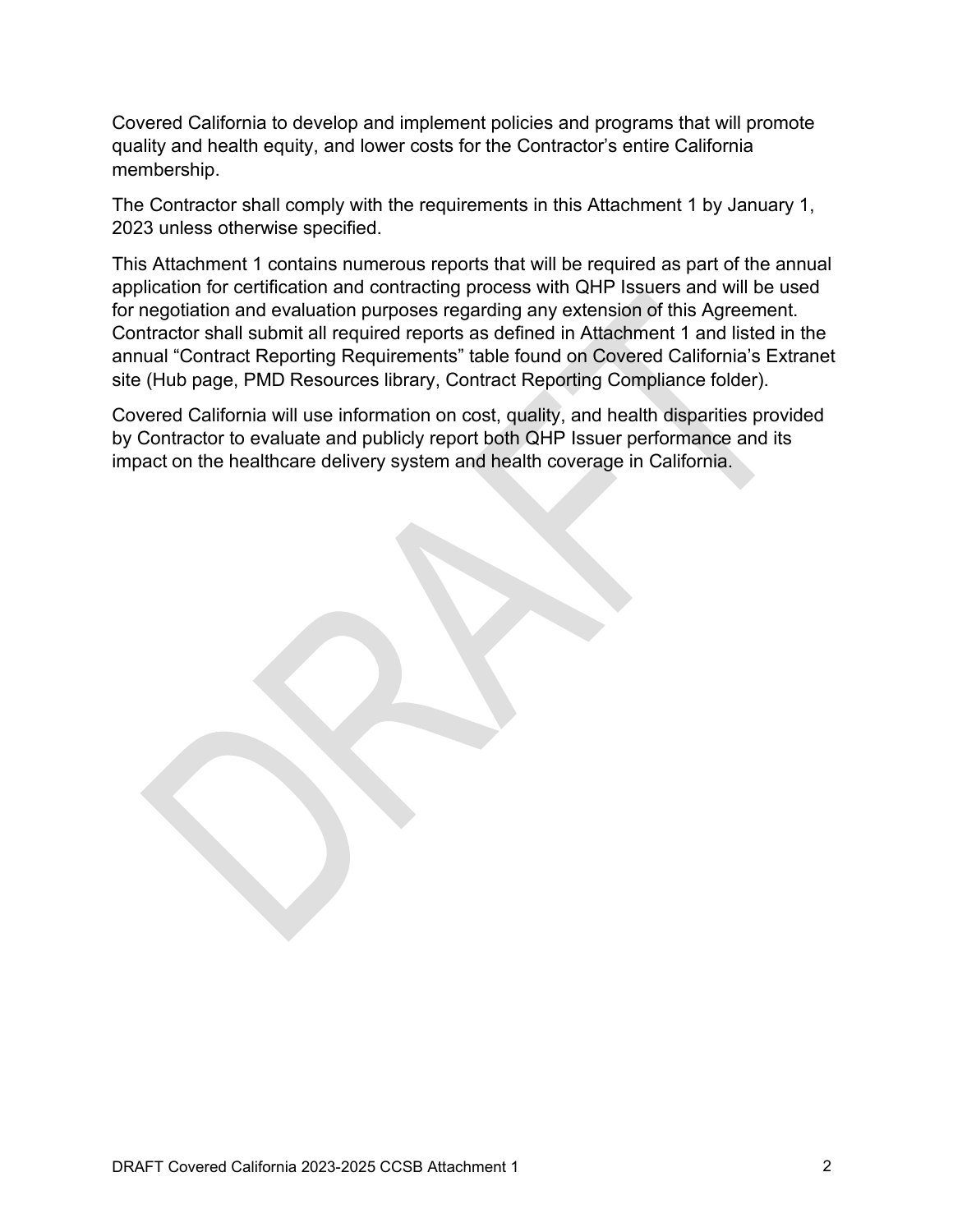Covered California to develop and implement policies and programs that will promote quality and health equity, and lower costs for the Contractor's entire California membership.

The Contractor shall comply with the requirements in this Attachment 1 by January 1, 2023 unless otherwise specified.

This Attachment 1 contains numerous reports that will be required as part of the annual application for certification and contracting process with QHP Issuers and will be used for negotiation and evaluation purposes regarding any extension of this Agreement. Contractor shall submit all required reports as defined in Attachment 1 and listed in the annual "Contract Reporting Requirements" table found on Covered California's Extranet site (Hub page, PMD Resources library, Contract Reporting Compliance folder).

Covered California will use information on cost, quality, and health disparities provided by Contractor to evaluate and publicly report both QHP Issuer performance and its impact on the healthcare delivery system and health coverage in California.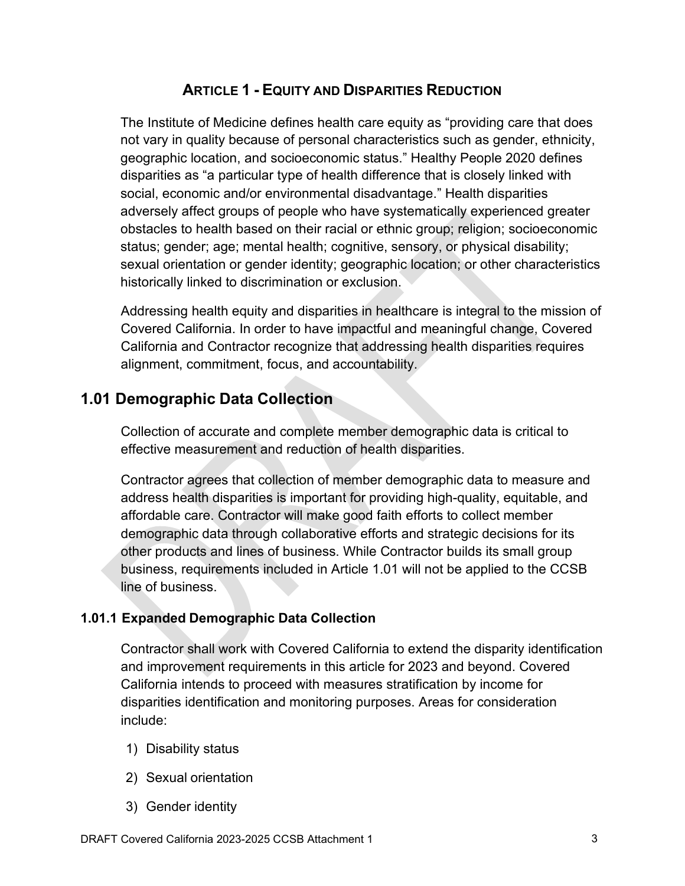# ARTICLE 1 - EQUITY AND DISPARITIES REDUCTION

The Institute of Medicine defines health care equity as "providing care that does not vary in quality because of personal characteristics such as gender, ethnicity, geographic location, and socioeconomic status." Healthy People 2020 defines disparities as "a particular type of health difference that is closely linked with social, economic and/or environmental disadvantage." Health disparities adversely affect groups of people who have systematically experienced greater obstacles to health based on their racial or ethnic group; religion; socioeconomic status; gender; age; mental health; cognitive, sensory, or physical disability; sexual orientation or gender identity; geographic location; or other characteristics historically linked to discrimination or exclusion.

Addressing health equity and disparities in healthcare is integral to the mission of Covered California. In order to have impactful and meaningful change, Covered California and Contractor recognize that addressing health disparities requires alignment, commitment, focus, and accountability.

## 1.01 Demographic Data Collection

Collection of accurate and complete member demographic data is critical to effective measurement and reduction of health disparities.

Contractor agrees that collection of member demographic data to measure and address health disparities is important for providing high-quality, equitable, and affordable care. Contractor will make good faith efforts to collect member demographic data through collaborative efforts and strategic decisions for its other products and lines of business. While Contractor builds its small group business, requirements included in Article 1.01 will not be applied to the CCSB line of business.

### 1.01.1 Expanded Demographic Data Collection

Contractor shall work with Covered California to extend the disparity identification and improvement requirements in this article for 2023 and beyond. Covered California intends to proceed with measures stratification by income for disparities identification and monitoring purposes. Areas for consideration include:

1) Disability status
2) Sexual orientation
3) Gender identity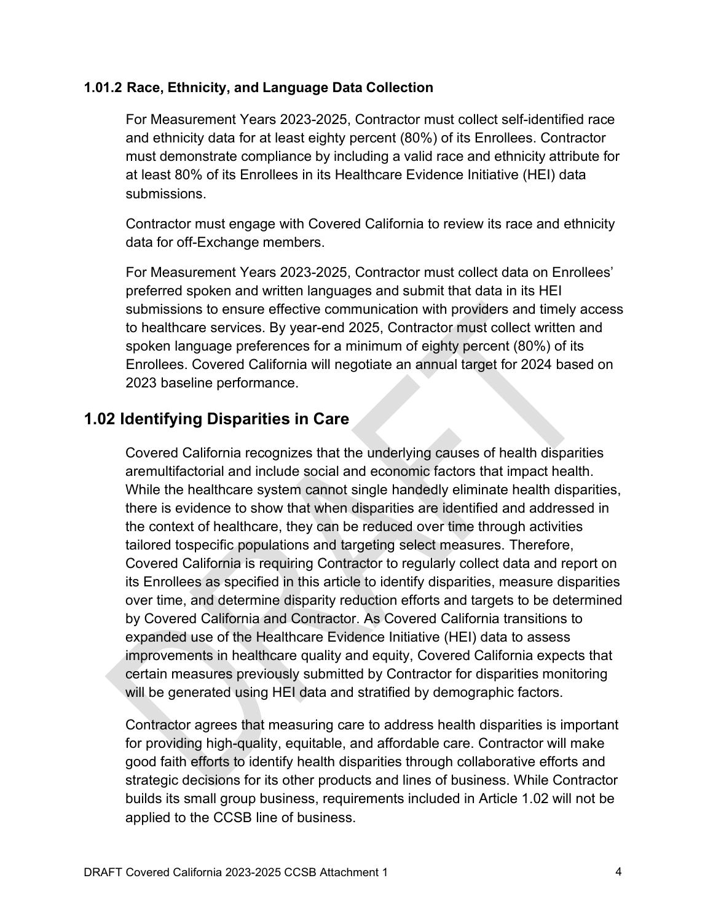### 1.01.2 Race, Ethnicity, and Language Data Collection

For Measurement Years 2023-2025, Contractor must collect self-identified race and ethnicity data for at least eighty percent (80%) of its Enrollees. Contractor must demonstrate compliance by including a valid race and ethnicity attribute for at least 80% of its Enrollees in its Healthcare Evidence Initiative (HEI) data submissions.

Contractor must engage with Covered California to review its race and ethnicity data for off-Exchange members.

For Measurement Years 2023-2025, Contractor must collect data on Enrollees' preferred spoken and written languages and submit that data in its HEI submissions to ensure effective communication with providers and timely access to healthcare services. By year-end 2025, Contractor must collect written and spoken language preferences for a minimum of eighty percent (80%) of its Enrollees. Covered California will negotiate an annual target for 2024 based on 2023 baseline performance.

## 1.02 Identifying Disparities in Care

Covered California recognizes that the underlying causes of health disparities aremultifactorial and include social and economic factors that impact health. While the healthcare system cannot single handedly eliminate health disparities, there is evidence to show that when disparities are identified and addressed in the context of healthcare, they can be reduced over time through activities tailored tospecific populations and targeting select measures. Therefore, Covered California is requiring Contractor to regularly collect data and report on its Enrollees as specified in this article to identify disparities, measure disparities over time, and determine disparity reduction efforts and targets to be determined by Covered California and Contractor. As Covered California transitions to expanded use of the Healthcare Evidence Initiative (HEI) data to assess improvements in healthcare quality and equity, Covered California expects that certain measures previously submitted by Contractor for disparities monitoring will be generated using HEI data and stratified by demographic factors.

Contractor agrees that measuring care to address health disparities is important for providing high-quality, equitable, and affordable care. Contractor will make good faith efforts to identify health disparities through collaborative efforts and strategic decisions for its other products and lines of business. While Contractor builds its small group business, requirements included in Article 1.02 will not be applied to the CCSB line of business.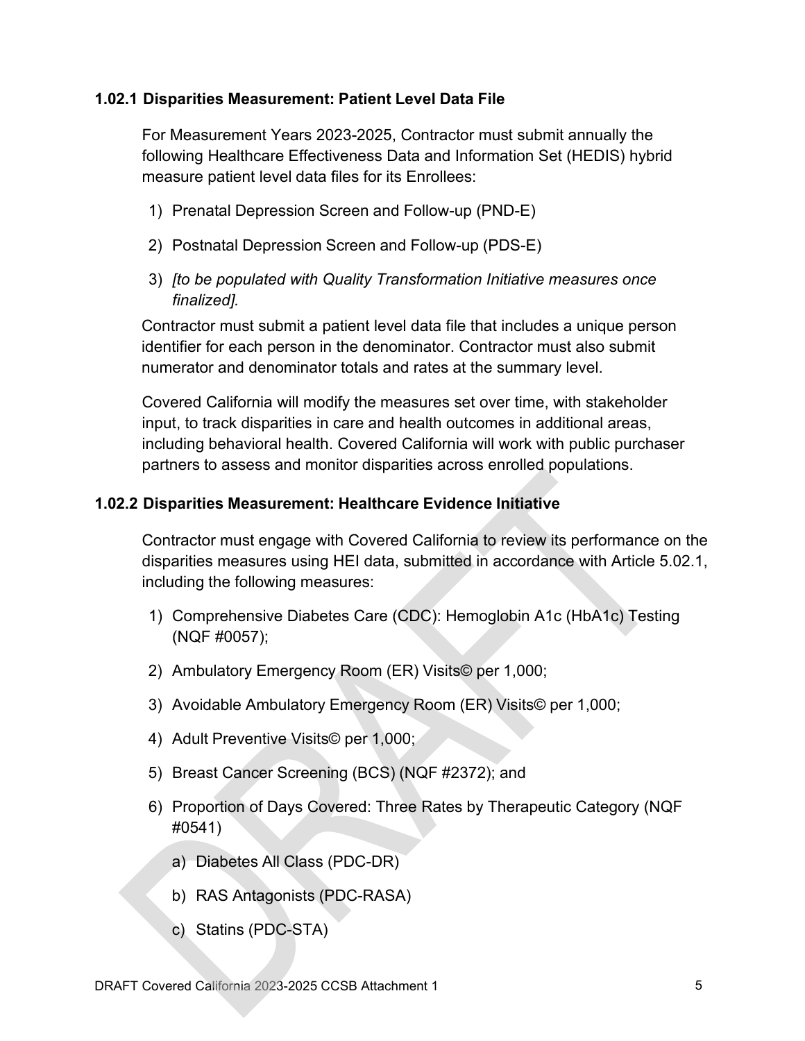### 1.02.1 Disparities Measurement: Patient Level Data File

For Measurement Years 2023-2025, Contractor must submit annually the following Healthcare Effectiveness Data and Information Set (HEDIS) hybrid measure patient level data files for its Enrollees:

1) Prenatal Depression Screen and Follow-up (PND-E)
2) Postnatal Depression Screen and Follow-up (PDS-E)
3) *[to be populated with Quality Transformation Initiative measures once finalized].*

Contractor must submit a patient level data file that includes a unique person identifier for each person in the denominator. Contractor must also submit numerator and denominator totals and rates at the summary level.

Covered California will modify the measures set over time, with stakeholder input, to track disparities in care and health outcomes in additional areas, including behavioral health. Covered California will work with public purchaser partners to assess and monitor disparities across enrolled populations.

### 1.02.2 Disparities Measurement: Healthcare Evidence Initiative

Contractor must engage with Covered California to review its performance on the disparities measures using HEI data, submitted in accordance with Article 5.02.1, including the following measures:

1) Comprehensive Diabetes Care (CDC): Hemoglobin A1c (HbA1c) Testing (NQF #0057);
2) Ambulatory Emergency Room (ER) Visits© per 1,000;
3) Avoidable Ambulatory Emergency Room (ER) Visits© per 1,000;
4) Adult Preventive Visits© per 1,000;
5) Breast Cancer Screening (BCS) (NQF #2372); and
6) Proportion of Days Covered: Three Rates by Therapeutic Category (NQF #0541)
   a) Diabetes All Class (PDC-DR)
   b) RAS Antagonists (PDC-RASA)
   c) Statins (PDC-STA)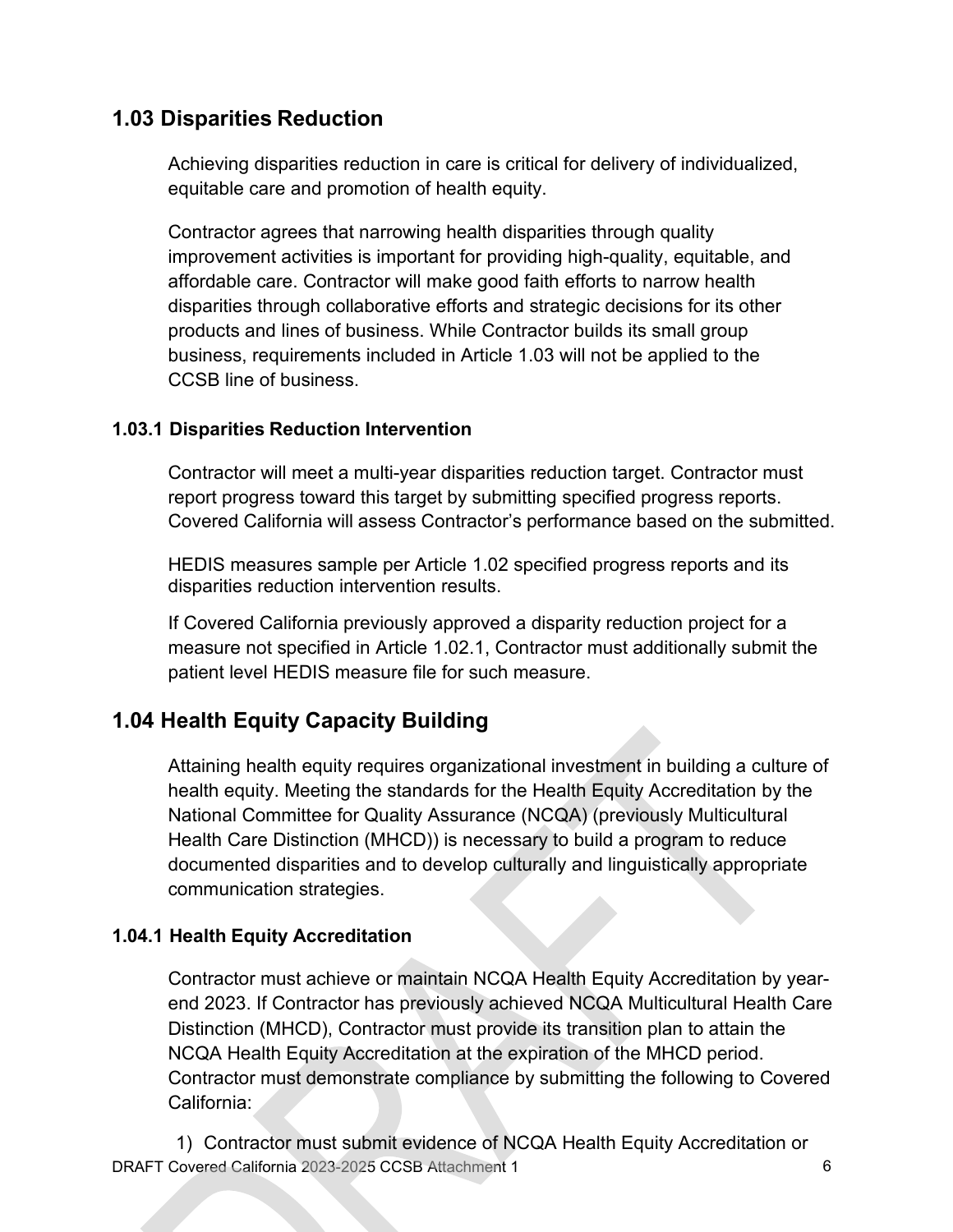## 1.03 Disparities Reduction

Achieving disparities reduction in care is critical for delivery of individualized, equitable care and promotion of health equity.

Contractor agrees that narrowing health disparities through quality improvement activities is important for providing high-quality, equitable, and affordable care. Contractor will make good faith efforts to narrow health disparities through collaborative efforts and strategic decisions for its other products and lines of business. While Contractor builds its small group business, requirements included in Article 1.03 will not be applied to the CCSB line of business.

### 1.03.1 Disparities Reduction Intervention

Contractor will meet a multi-year disparities reduction target. Contractor must report progress toward this target by submitting specified progress reports. Covered California will assess Contractor's performance based on the submitted.

HEDIS measures sample per Article 1.02 specified progress reports and its disparities reduction intervention results.

If Covered California previously approved a disparity reduction project for a measure not specified in Article 1.02.1, Contractor must additionally submit the patient level HEDIS measure file for such measure.

## 1.04 Health Equity Capacity Building

Attaining health equity requires organizational investment in building a culture of health equity. Meeting the standards for the Health Equity Accreditation by the National Committee for Quality Assurance (NCQA) (previously Multicultural Health Care Distinction (MHCD)) is necessary to build a program to reduce documented disparities and to develop culturally and linguistically appropriate communication strategies.

### 1.04.1 Health Equity Accreditation

Contractor must achieve or maintain NCQA Health Equity Accreditation by year-end 2023. If Contractor has previously achieved NCQA Multicultural Health Care Distinction (MHCD), Contractor must provide its transition plan to attain the NCQA Health Equity Accreditation at the expiration of the MHCD period. Contractor must demonstrate compliance by submitting the following to Covered California:

1) Contractor must submit evidence of NCQA Health Equity Accreditation or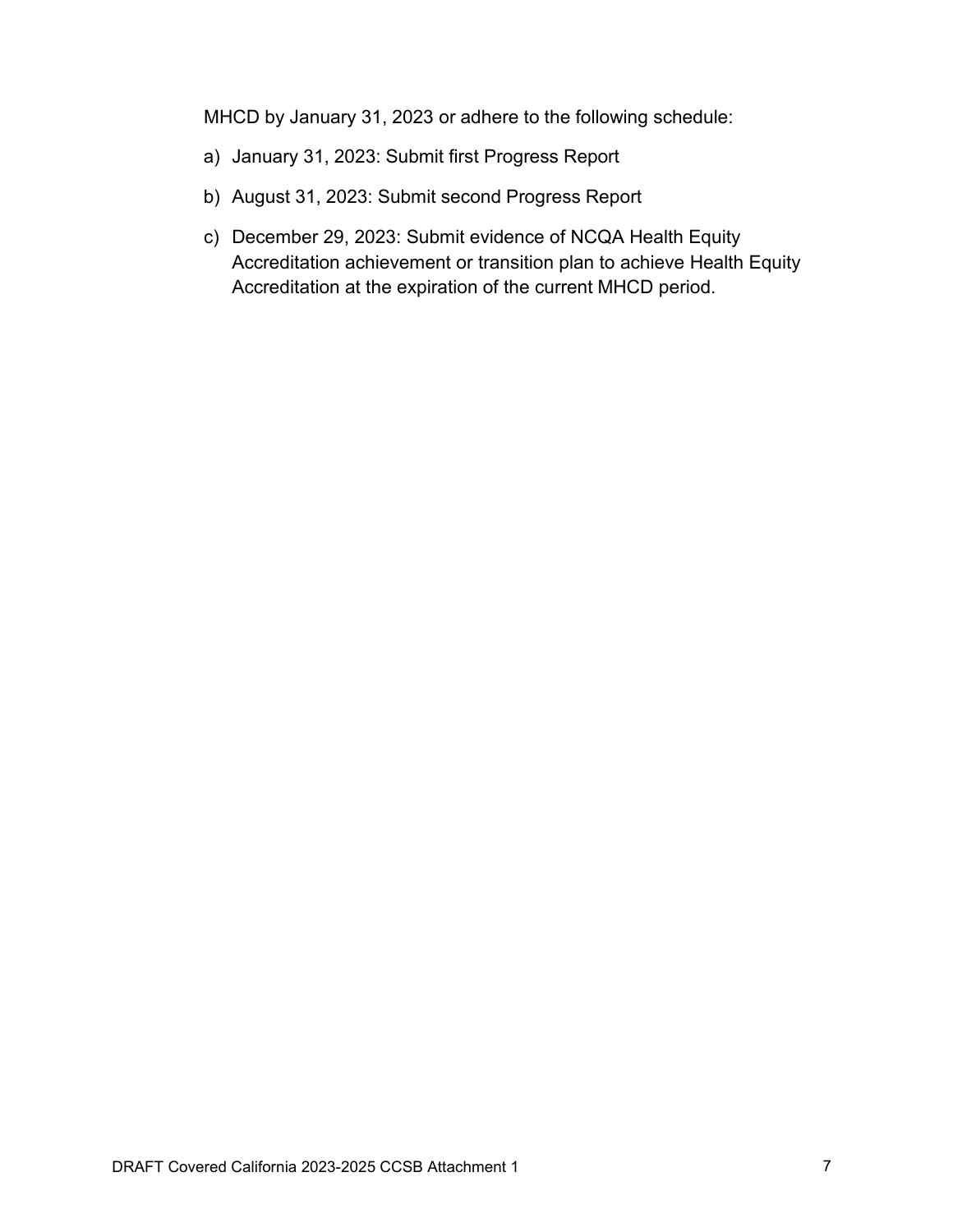MHCD by January 31, 2023 or adhere to the following schedule:

a) January 31, 2023: Submit first Progress Report

b) August 31, 2023: Submit second Progress Report

c) December 29, 2023: Submit evidence of NCQA Health Equity Accreditation achievement or transition plan to achieve Health Equity Accreditation at the expiration of the current MHCD period.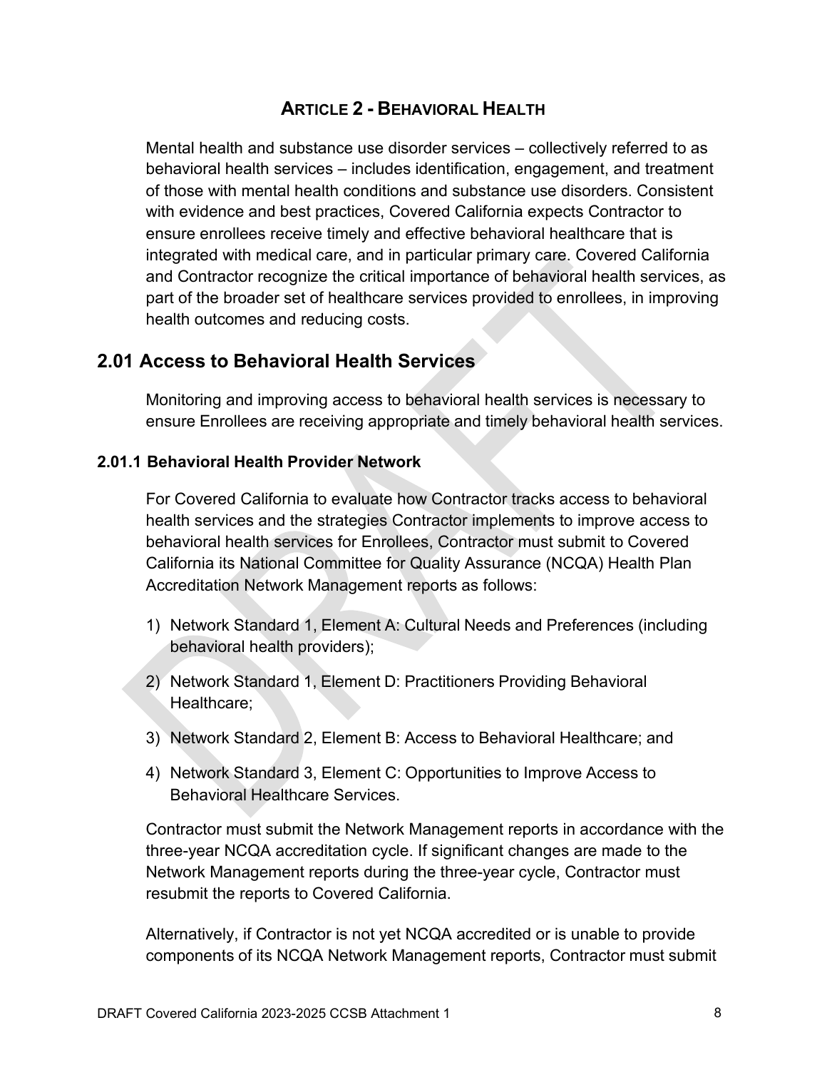# ARTICLE 2 - BEHAVIORAL HEALTH

Mental health and substance use disorder services – collectively referred to as behavioral health services – includes identification, engagement, and treatment of those with mental health conditions and substance use disorders. Consistent with evidence and best practices, Covered California expects Contractor to ensure enrollees receive timely and effective behavioral healthcare that is integrated with medical care, and in particular primary care. Covered California and Contractor recognize the critical importance of behavioral health services, as part of the broader set of healthcare services provided to enrollees, in improving health outcomes and reducing costs.

## 2.01 Access to Behavioral Health Services

Monitoring and improving access to behavioral health services is necessary to ensure Enrollees are receiving appropriate and timely behavioral health services.

### 2.01.1 Behavioral Health Provider Network

For Covered California to evaluate how Contractor tracks access to behavioral health services and the strategies Contractor implements to improve access to behavioral health services for Enrollees, Contractor must submit to Covered California its National Committee for Quality Assurance (NCQA) Health Plan Accreditation Network Management reports as follows:

1) Network Standard 1, Element A: Cultural Needs and Preferences (including behavioral health providers);
2) Network Standard 1, Element D: Practitioners Providing Behavioral Healthcare;
3) Network Standard 2, Element B: Access to Behavioral Healthcare; and
4) Network Standard 3, Element C: Opportunities to Improve Access to Behavioral Healthcare Services.

Contractor must submit the Network Management reports in accordance with the three-year NCQA accreditation cycle. If significant changes are made to the Network Management reports during the three-year cycle, Contractor must resubmit the reports to Covered California.

Alternatively, if Contractor is not yet NCQA accredited or is unable to provide components of its NCQA Network Management reports, Contractor must submit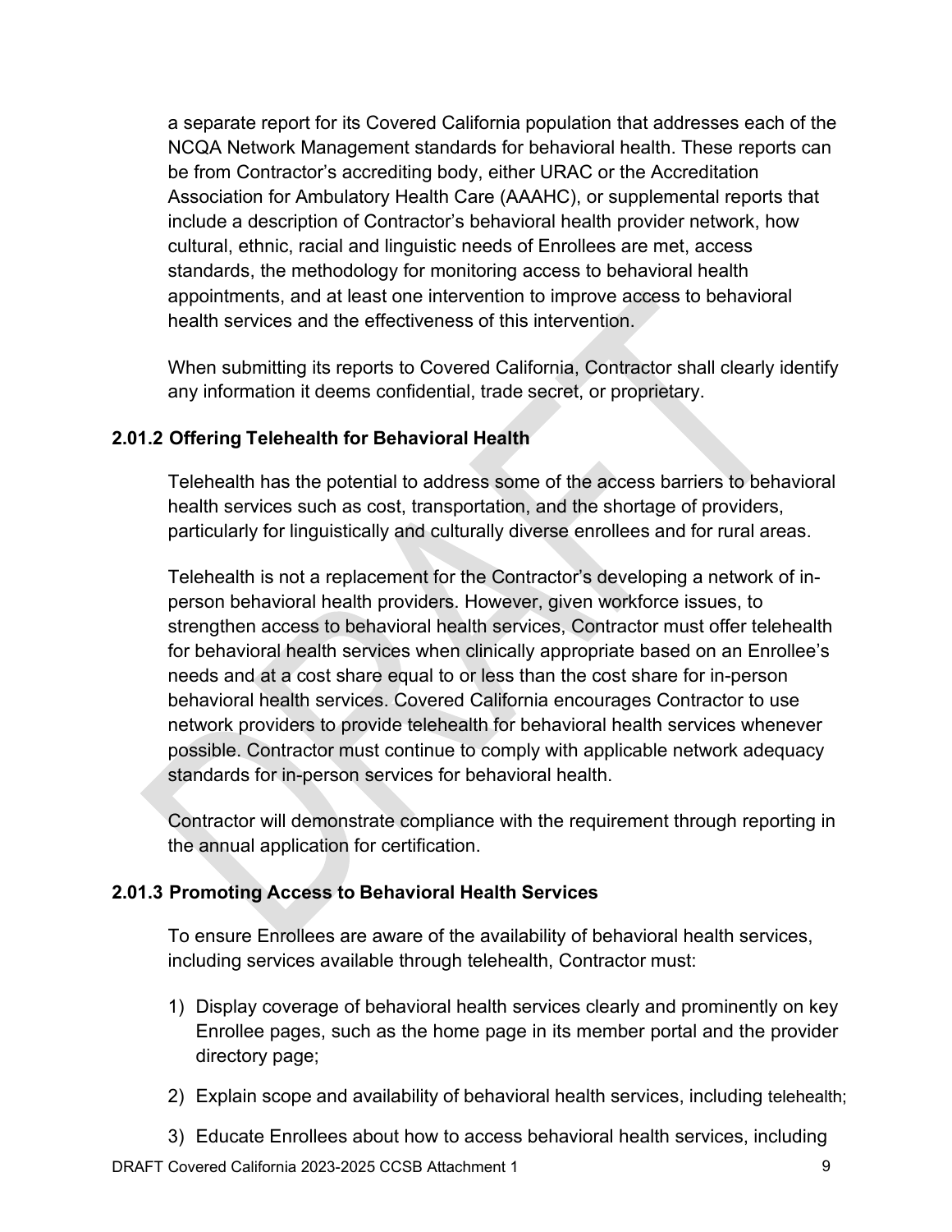a separate report for its Covered California population that addresses each of the NCQA Network Management standards for behavioral health. These reports can be from Contractor's accrediting body, either URAC or the Accreditation Association for Ambulatory Health Care (AAAHC), or supplemental reports that include a description of Contractor's behavioral health provider network, how cultural, ethnic, racial and linguistic needs of Enrollees are met, access standards, the methodology for monitoring access to behavioral health appointments, and at least one intervention to improve access to behavioral health services and the effectiveness of this intervention.

When submitting its reports to Covered California, Contractor shall clearly identify any information it deems confidential, trade secret, or proprietary.

### 2.01.2 Offering Telehealth for Behavioral Health

Telehealth has the potential to address some of the access barriers to behavioral health services such as cost, transportation, and the shortage of providers, particularly for linguistically and culturally diverse enrollees and for rural areas.

Telehealth is not a replacement for the Contractor's developing a network of in-person behavioral health providers. However, given workforce issues, to strengthen access to behavioral health services, Contractor must offer telehealth for behavioral health services when clinically appropriate based on an Enrollee's needs and at a cost share equal to or less than the cost share for in-person behavioral health services. Covered California encourages Contractor to use network providers to provide telehealth for behavioral health services whenever possible. Contractor must continue to comply with applicable network adequacy standards for in-person services for behavioral health.

Contractor will demonstrate compliance with the requirement through reporting in the annual application for certification.

### 2.01.3 Promoting Access to Behavioral Health Services

To ensure Enrollees are aware of the availability of behavioral health services, including services available through telehealth, Contractor must:

1) Display coverage of behavioral health services clearly and prominently on key Enrollee pages, such as the home page in its member portal and the provider directory page;
2) Explain scope and availability of behavioral health services, including telehealth;
3) Educate Enrollees about how to access behavioral health services, including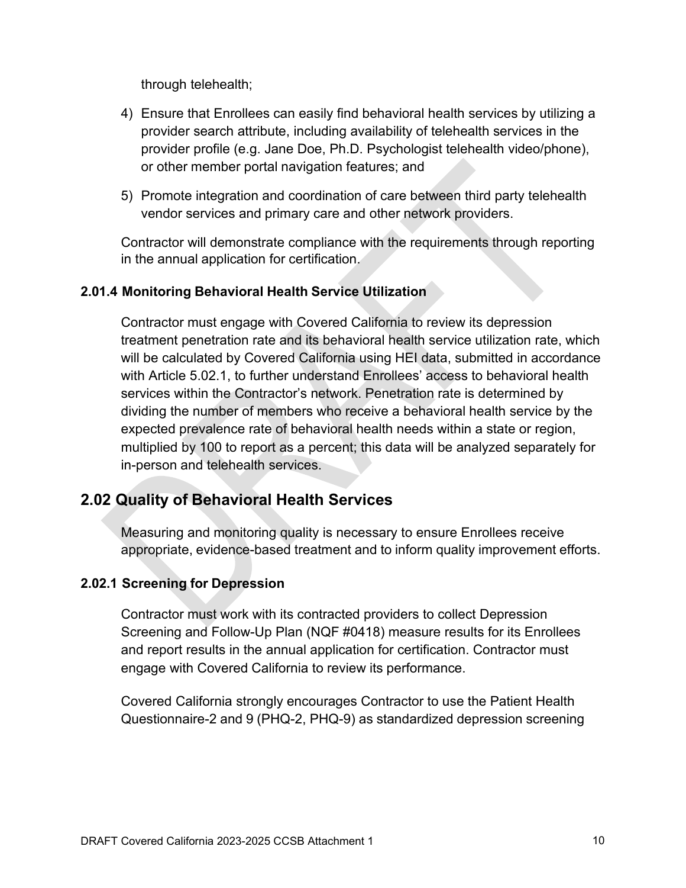through telehealth;

4) Ensure that Enrollees can easily find behavioral health services by utilizing a provider search attribute, including availability of telehealth services in the provider profile (e.g. Jane Doe, Ph.D. Psychologist telehealth video/phone), or other member portal navigation features; and
5) Promote integration and coordination of care between third party telehealth vendor services and primary care and other network providers.

Contractor will demonstrate compliance with the requirements through reporting in the annual application for certification.

### 2.01.4 Monitoring Behavioral Health Service Utilization

Contractor must engage with Covered California to review its depression treatment penetration rate and its behavioral health service utilization rate, which will be calculated by Covered California using HEI data, submitted in accordance with Article 5.02.1, to further understand Enrollees' access to behavioral health services within the Contractor's network. Penetration rate is determined by dividing the number of members who receive a behavioral health service by the expected prevalence rate of behavioral health needs within a state or region, multiplied by 100 to report as a percent; this data will be analyzed separately for in-person and telehealth services.

## 2.02 Quality of Behavioral Health Services

Measuring and monitoring quality is necessary to ensure Enrollees receive appropriate, evidence-based treatment and to inform quality improvement efforts.

### 2.02.1 Screening for Depression

Contractor must work with its contracted providers to collect Depression Screening and Follow-Up Plan (NQF #0418) measure results for its Enrollees and report results in the annual application for certification. Contractor must engage with Covered California to review its performance.

Covered California strongly encourages Contractor to use the Patient Health Questionnaire-2 and 9 (PHQ-2, PHQ-9) as standardized depression screening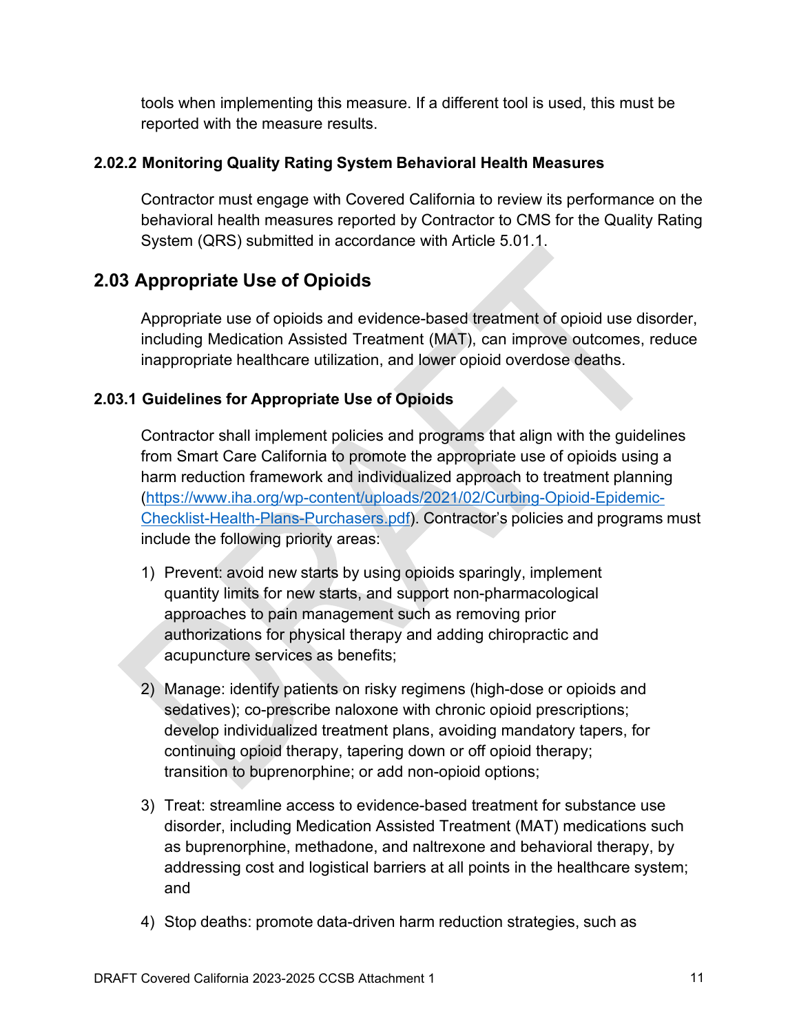tools when implementing this measure. If a different tool is used, this must be reported with the measure results.

### 2.02.2 Monitoring Quality Rating System Behavioral Health Measures

Contractor must engage with Covered California to review its performance on the behavioral health measures reported by Contractor to CMS for the Quality Rating System (QRS) submitted in accordance with Article 5.01.1.

## 2.03 Appropriate Use of Opioids

Appropriate use of opioids and evidence-based treatment of opioid use disorder, including Medication Assisted Treatment (MAT), can improve outcomes, reduce inappropriate healthcare utilization, and lower opioid overdose deaths.

### 2.03.1 Guidelines for Appropriate Use of Opioids

Contractor shall implement policies and programs that align with the guidelines from Smart Care California to promote the appropriate use of opioids using a harm reduction framework and individualized approach to treatment planning ([https://www.iha.org/wp-content/uploads/2021/02/Curbing-Opioid-Epidemic-Checklist-Health-Plans-Purchasers.pdf](https://www.iha.org/wp-content/uploads/2021/02/Curbing-Opioid-Epidemic-Checklist-Health-Plans-Purchasers.pdf)). Contractor's policies and programs must include the following priority areas:

1) Prevent: avoid new starts by using opioids sparingly, implement quantity limits for new starts, and support non-pharmacological approaches to pain management such as removing prior authorizations for physical therapy and adding chiropractic and acupuncture services as benefits;

2) Manage: identify patients on risky regimens (high-dose or opioids and sedatives); co-prescribe naloxone with chronic opioid prescriptions; develop individualized treatment plans, avoiding mandatory tapers, for continuing opioid therapy, tapering down or off opioid therapy; transition to buprenorphine; or add non-opioid options;

3) Treat: streamline access to evidence-based treatment for substance use disorder, including Medication Assisted Treatment (MAT) medications such as buprenorphine, methadone, and naltrexone and behavioral therapy, by addressing cost and logistical barriers at all points in the healthcare system; and

4) Stop deaths: promote data-driven harm reduction strategies, such as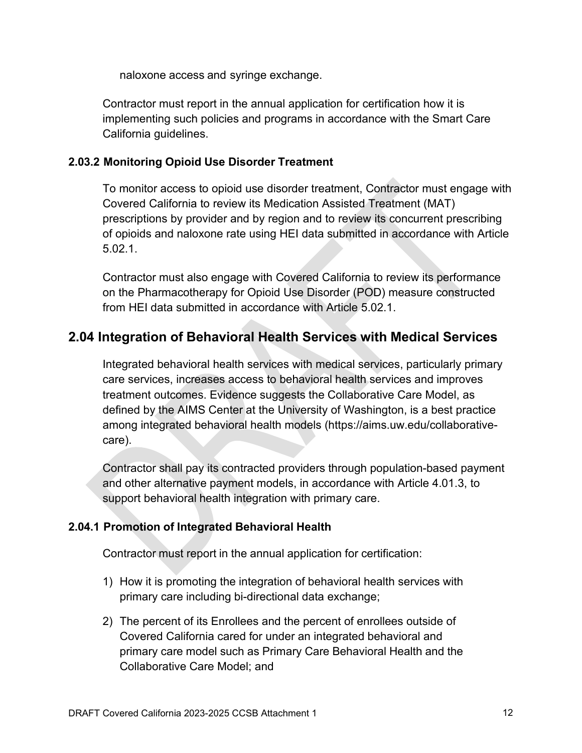naloxone access and syringe exchange.

Contractor must report in the annual application for certification how it is implementing such policies and programs in accordance with the Smart Care California guidelines.

### 2.03.2 Monitoring Opioid Use Disorder Treatment

To monitor access to opioid use disorder treatment, Contractor must engage with Covered California to review its Medication Assisted Treatment (MAT) prescriptions by provider and by region and to review its concurrent prescribing of opioids and naloxone rate using HEI data submitted in accordance with Article 5.02.1.

Contractor must also engage with Covered California to review its performance on the Pharmacotherapy for Opioid Use Disorder (POD) measure constructed from HEI data submitted in accordance with Article 5.02.1.

## 2.04 Integration of Behavioral Health Services with Medical Services

Integrated behavioral health services with medical services, particularly primary care services, increases access to behavioral health services and improves treatment outcomes. Evidence suggests the Collaborative Care Model, as defined by the AIMS Center at the University of Washington, is a best practice among integrated behavioral health models (https://aims.uw.edu/collaborative-care).

Contractor shall pay its contracted providers through population-based payment and other alternative payment models, in accordance with Article 4.01.3, to support behavioral health integration with primary care.

### 2.04.1 Promotion of Integrated Behavioral Health

Contractor must report in the annual application for certification:

1) How it is promoting the integration of behavioral health services with primary care including bi-directional data exchange;

2) The percent of its Enrollees and the percent of enrollees outside of Covered California cared for under an integrated behavioral and primary care model such as Primary Care Behavioral Health and the Collaborative Care Model; and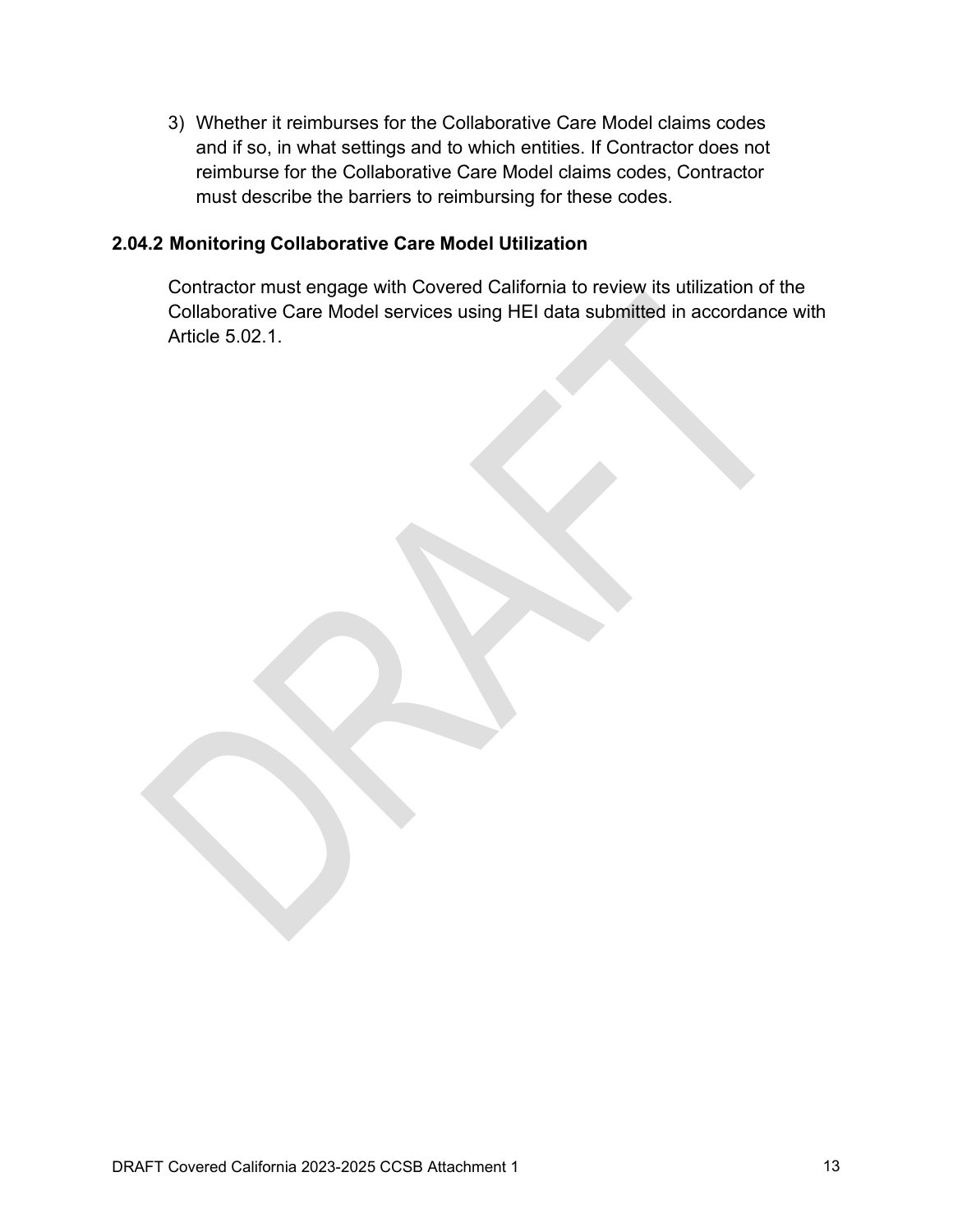3) Whether it reimburses for the Collaborative Care Model claims codes and if so, in what settings and to which entities. If Contractor does not reimburse for the Collaborative Care Model claims codes, Contractor must describe the barriers to reimbursing for these codes.

### 2.04.2 Monitoring Collaborative Care Model Utilization

Contractor must engage with Covered California to review its utilization of the Collaborative Care Model services using HEI data submitted in accordance with Article 5.02.1.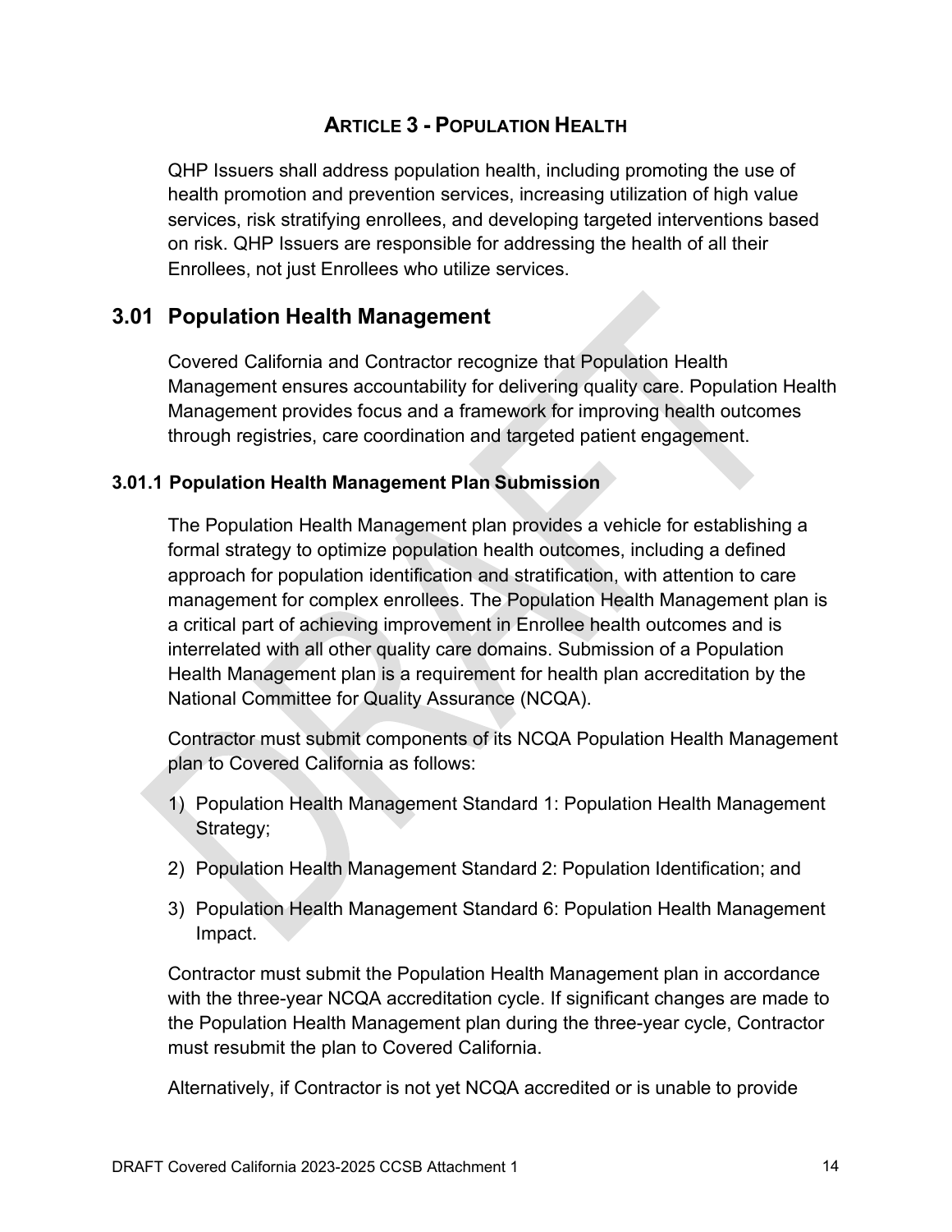# ARTICLE 3 - POPULATION HEALTH

QHP Issuers shall address population health, including promoting the use of health promotion and prevention services, increasing utilization of high value services, risk stratifying enrollees, and developing targeted interventions based on risk. QHP Issuers are responsible for addressing the health of all their Enrollees, not just Enrollees who utilize services.

## 3.01 Population Health Management

Covered California and Contractor recognize that Population Health Management ensures accountability for delivering quality care. Population Health Management provides focus and a framework for improving health outcomes through registries, care coordination and targeted patient engagement.

### 3.01.1 Population Health Management Plan Submission

The Population Health Management plan provides a vehicle for establishing a formal strategy to optimize population health outcomes, including a defined approach for population identification and stratification, with attention to care management for complex enrollees. The Population Health Management plan is a critical part of achieving improvement in Enrollee health outcomes and is interrelated with all other quality care domains. Submission of a Population Health Management plan is a requirement for health plan accreditation by the National Committee for Quality Assurance (NCQA).

Contractor must submit components of its NCQA Population Health Management plan to Covered California as follows:

1) Population Health Management Standard 1: Population Health Management Strategy;
2) Population Health Management Standard 2: Population Identification; and
3) Population Health Management Standard 6: Population Health Management Impact.

Contractor must submit the Population Health Management plan in accordance with the three-year NCQA accreditation cycle. If significant changes are made to the Population Health Management plan during the three-year cycle, Contractor must resubmit the plan to Covered California.

Alternatively, if Contractor is not yet NCQA accredited or is unable to provide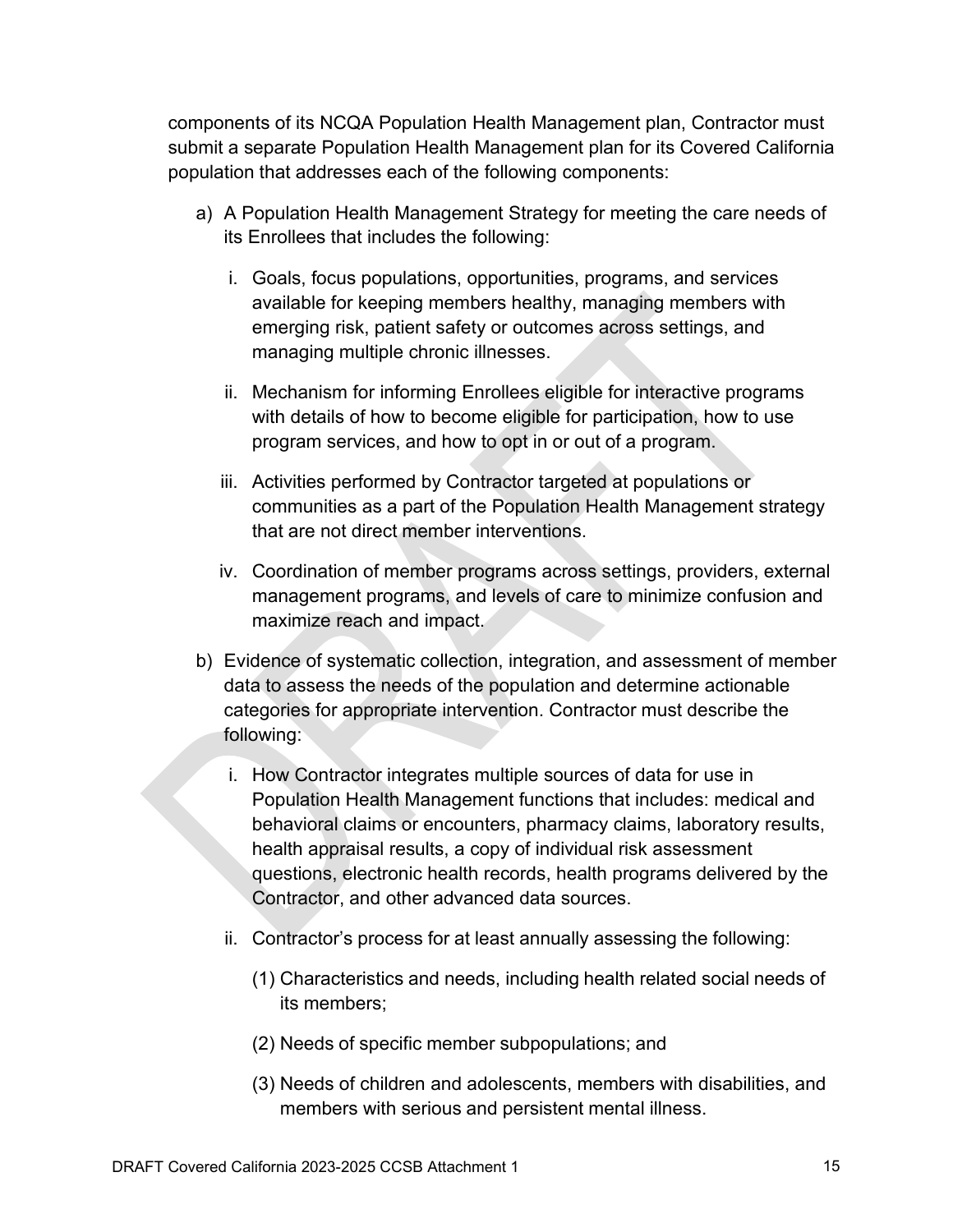components of its NCQA Population Health Management plan, Contractor must submit a separate Population Health Management plan for its Covered California population that addresses each of the following components:

a) A Population Health Management Strategy for meeting the care needs of its Enrollees that includes the following:

   i. Goals, focus populations, opportunities, programs, and services available for keeping members healthy, managing members with emerging risk, patient safety or outcomes across settings, and managing multiple chronic illnesses.

   ii. Mechanism for informing Enrollees eligible for interactive programs with details of how to become eligible for participation, how to use program services, and how to opt in or out of a program.

   iii. Activities performed by Contractor targeted at populations or communities as a part of the Population Health Management strategy that are not direct member interventions.

   iv. Coordination of member programs across settings, providers, external management programs, and levels of care to minimize confusion and maximize reach and impact.

b) Evidence of systematic collection, integration, and assessment of member data to assess the needs of the population and determine actionable categories for appropriate intervention. Contractor must describe the following:

   i. How Contractor integrates multiple sources of data for use in Population Health Management functions that includes: medical and behavioral claims or encounters, pharmacy claims, laboratory results, health appraisal results, a copy of individual risk assessment questions, electronic health records, health programs delivered by the Contractor, and other advanced data sources.

   ii. Contractor's process for at least annually assessing the following:

      (1) Characteristics and needs, including health related social needs of its members;

      (2) Needs of specific member subpopulations; and

      (3) Needs of children and adolescents, members with disabilities, and members with serious and persistent mental illness.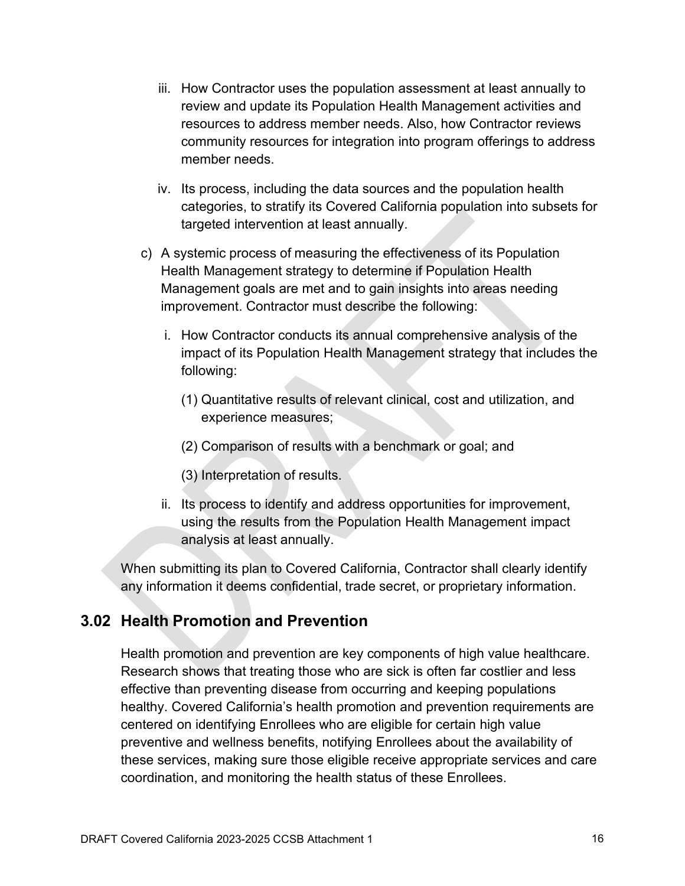iii. How Contractor uses the population assessment at least annually to review and update its Population Health Management activities and resources to address member needs. Also, how Contractor reviews community resources for integration into program offerings to address member needs.

iv. Its process, including the data sources and the population health categories, to stratify its Covered California population into subsets for targeted intervention at least annually.

c) A systemic process of measuring the effectiveness of its Population Health Management strategy to determine if Population Health Management goals are met and to gain insights into areas needing improvement. Contractor must describe the following:

i. How Contractor conducts its annual comprehensive analysis of the impact of its Population Health Management strategy that includes the following:

(1) Quantitative results of relevant clinical, cost and utilization, and experience measures;

(2) Comparison of results with a benchmark or goal; and

(3) Interpretation of results.

ii. Its process to identify and address opportunities for improvement, using the results from the Population Health Management impact analysis at least annually.

When submitting its plan to Covered California, Contractor shall clearly identify any information it deems confidential, trade secret, or proprietary information.

## 3.02 Health Promotion and Prevention

Health promotion and prevention are key components of high value healthcare. Research shows that treating those who are sick is often far costlier and less effective than preventing disease from occurring and keeping populations healthy. Covered California's health promotion and prevention requirements are centered on identifying Enrollees who are eligible for certain high value preventive and wellness benefits, notifying Enrollees about the availability of these services, making sure those eligible receive appropriate services and care coordination, and monitoring the health status of these Enrollees.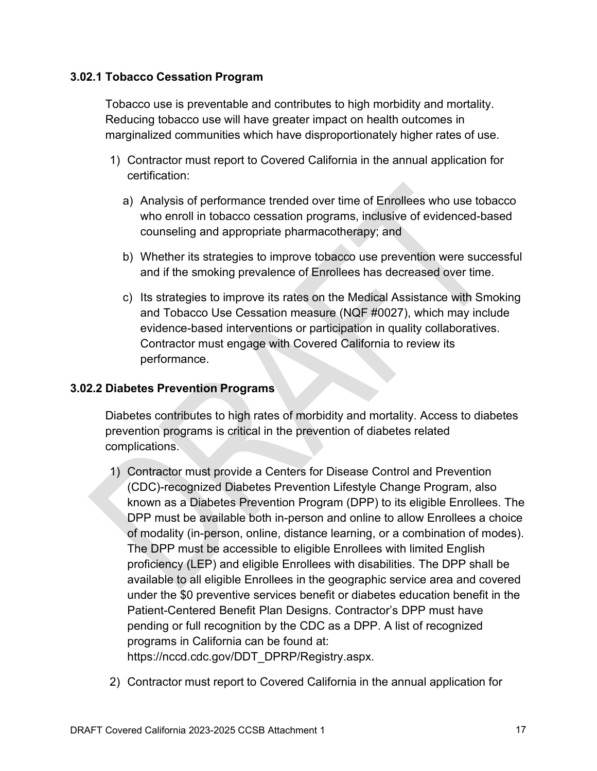### 3.02.1 Tobacco Cessation Program

Tobacco use is preventable and contributes to high morbidity and mortality. Reducing tobacco use will have greater impact on health outcomes in marginalized communities which have disproportionately higher rates of use.

1) Contractor must report to Covered California in the annual application for certification:

   a) Analysis of performance trended over time of Enrollees who use tobacco who enroll in tobacco cessation programs, inclusive of evidenced-based counseling and appropriate pharmacotherapy; and

   b) Whether its strategies to improve tobacco use prevention were successful and if the smoking prevalence of Enrollees has decreased over time.

   c) Its strategies to improve its rates on the Medical Assistance with Smoking and Tobacco Use Cessation measure (NQF #0027), which may include evidence-based interventions or participation in quality collaboratives. Contractor must engage with Covered California to review its performance.

### 3.02.2 Diabetes Prevention Programs

Diabetes contributes to high rates of morbidity and mortality. Access to diabetes prevention programs is critical in the prevention of diabetes related complications.

1) Contractor must provide a Centers for Disease Control and Prevention (CDC)-recognized Diabetes Prevention Lifestyle Change Program, also known as a Diabetes Prevention Program (DPP) to its eligible Enrollees. The DPP must be available both in-person and online to allow Enrollees a choice of modality (in-person, online, distance learning, or a combination of modes). The DPP must be accessible to eligible Enrollees with limited English proficiency (LEP) and eligible Enrollees with disabilities. The DPP shall be available to all eligible Enrollees in the geographic service area and covered under the $0 preventive services benefit or diabetes education benefit in the Patient-Centered Benefit Plan Designs. Contractor's DPP must have pending or full recognition by the CDC as a DPP. A list of recognized programs in California can be found at: https://nccd.cdc.gov/DDT_DPRP/Registry.aspx.

2) Contractor must report to Covered California in the annual application for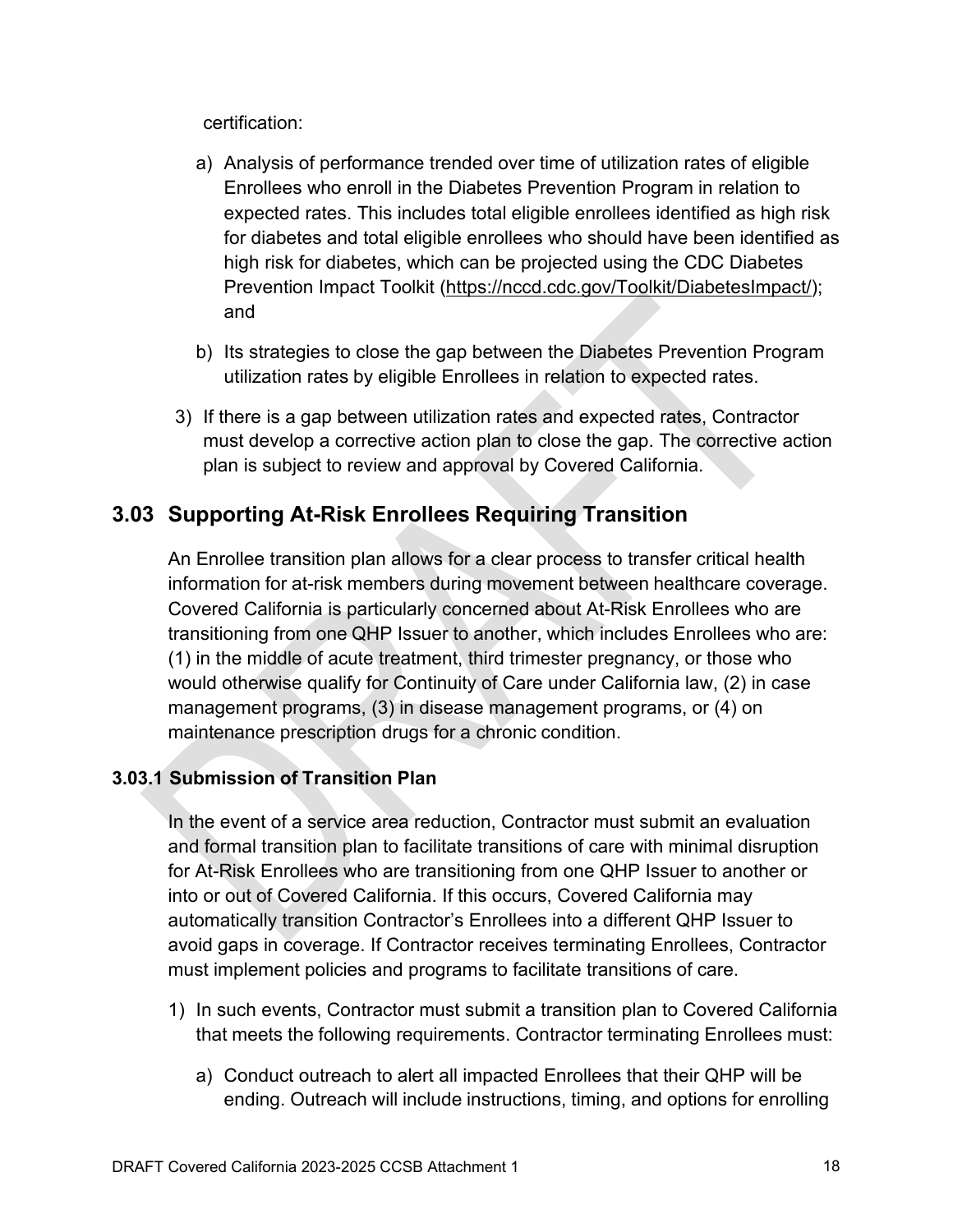certification:

a) Analysis of performance trended over time of utilization rates of eligible Enrollees who enroll in the Diabetes Prevention Program in relation to expected rates. This includes total eligible enrollees identified as high risk for diabetes and total eligible enrollees who should have been identified as high risk for diabetes, which can be projected using the CDC Diabetes Prevention Impact Toolkit (https://nccd.cdc.gov/Toolkit/DiabetesImpact/); and

b) Its strategies to close the gap between the Diabetes Prevention Program utilization rates by eligible Enrollees in relation to expected rates.

3) If there is a gap between utilization rates and expected rates, Contractor must develop a corrective action plan to close the gap. The corrective action plan is subject to review and approval by Covered California.

## 3.03 Supporting At-Risk Enrollees Requiring Transition

An Enrollee transition plan allows for a clear process to transfer critical health information for at-risk members during movement between healthcare coverage. Covered California is particularly concerned about At-Risk Enrollees who are transitioning from one QHP Issuer to another, which includes Enrollees who are: (1) in the middle of acute treatment, third trimester pregnancy, or those who would otherwise qualify for Continuity of Care under California law, (2) in case management programs, (3) in disease management programs, or (4) on maintenance prescription drugs for a chronic condition.

### 3.03.1 Submission of Transition Plan

In the event of a service area reduction, Contractor must submit an evaluation and formal transition plan to facilitate transitions of care with minimal disruption for At-Risk Enrollees who are transitioning from one QHP Issuer to another or into or out of Covered California. If this occurs, Covered California may automatically transition Contractor's Enrollees into a different QHP Issuer to avoid gaps in coverage. If Contractor receives terminating Enrollees, Contractor must implement policies and programs to facilitate transitions of care.

1) In such events, Contractor must submit a transition plan to Covered California that meets the following requirements. Contractor terminating Enrollees must:

   a) Conduct outreach to alert all impacted Enrollees that their QHP will be ending. Outreach will include instructions, timing, and options for enrolling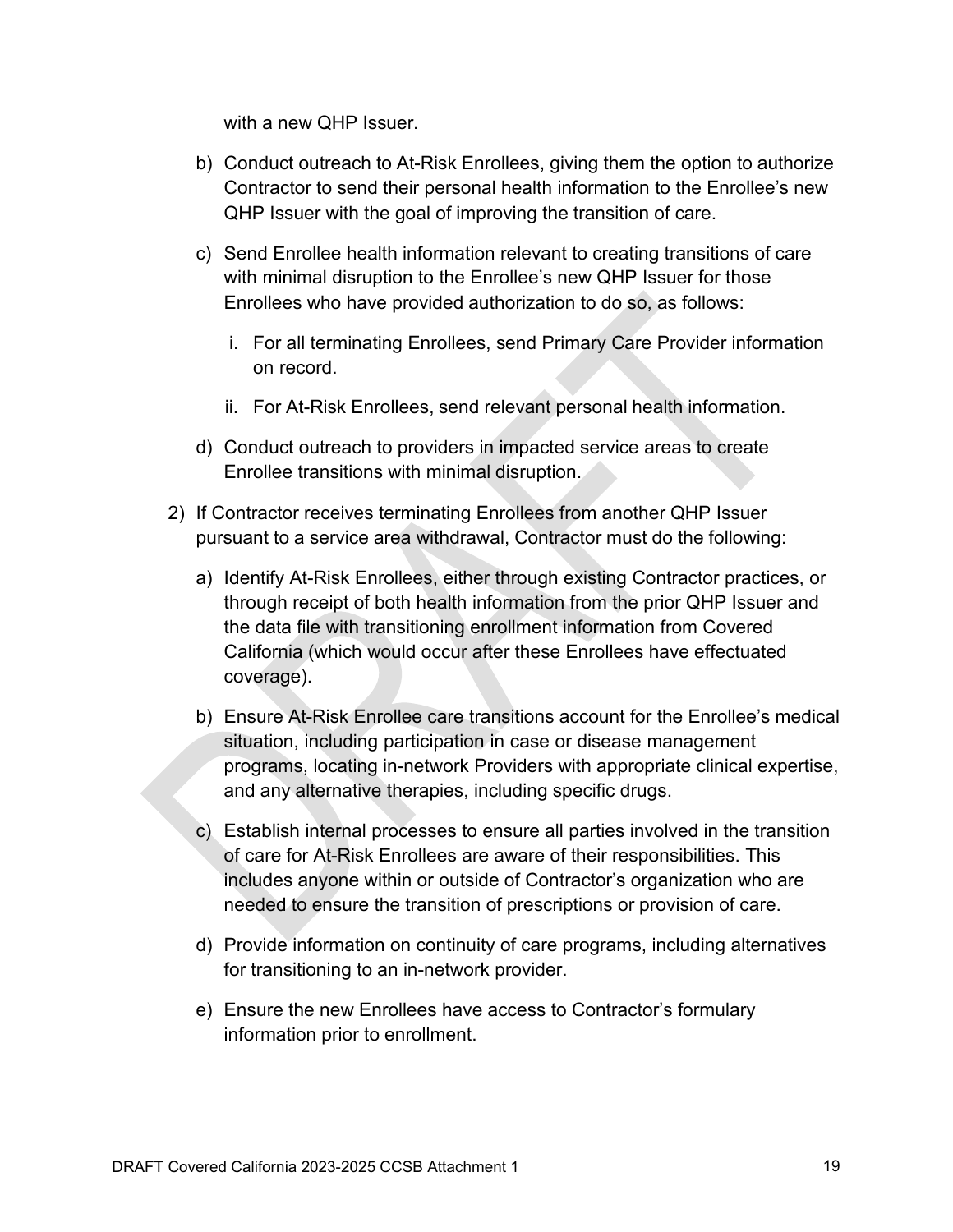with a new QHP Issuer.

b) Conduct outreach to At-Risk Enrollees, giving them the option to authorize Contractor to send their personal health information to the Enrollee's new QHP Issuer with the goal of improving the transition of care.

c) Send Enrollee health information relevant to creating transitions of care with minimal disruption to the Enrollee's new QHP Issuer for those Enrollees who have provided authorization to do so, as follows:

   i. For all terminating Enrollees, send Primary Care Provider information on record.

   ii. For At-Risk Enrollees, send relevant personal health information.

d) Conduct outreach to providers in impacted service areas to create Enrollee transitions with minimal disruption.

2) If Contractor receives terminating Enrollees from another QHP Issuer pursuant to a service area withdrawal, Contractor must do the following:

   a) Identify At-Risk Enrollees, either through existing Contractor practices, or through receipt of both health information from the prior QHP Issuer and the data file with transitioning enrollment information from Covered California (which would occur after these Enrollees have effectuated coverage).

   b) Ensure At-Risk Enrollee care transitions account for the Enrollee's medical situation, including participation in case or disease management programs, locating in-network Providers with appropriate clinical expertise, and any alternative therapies, including specific drugs.

   c) Establish internal processes to ensure all parties involved in the transition of care for At-Risk Enrollees are aware of their responsibilities. This includes anyone within or outside of Contractor's organization who are needed to ensure the transition of prescriptions or provision of care.

   d) Provide information on continuity of care programs, including alternatives for transitioning to an in-network provider.

   e) Ensure the new Enrollees have access to Contractor's formulary information prior to enrollment.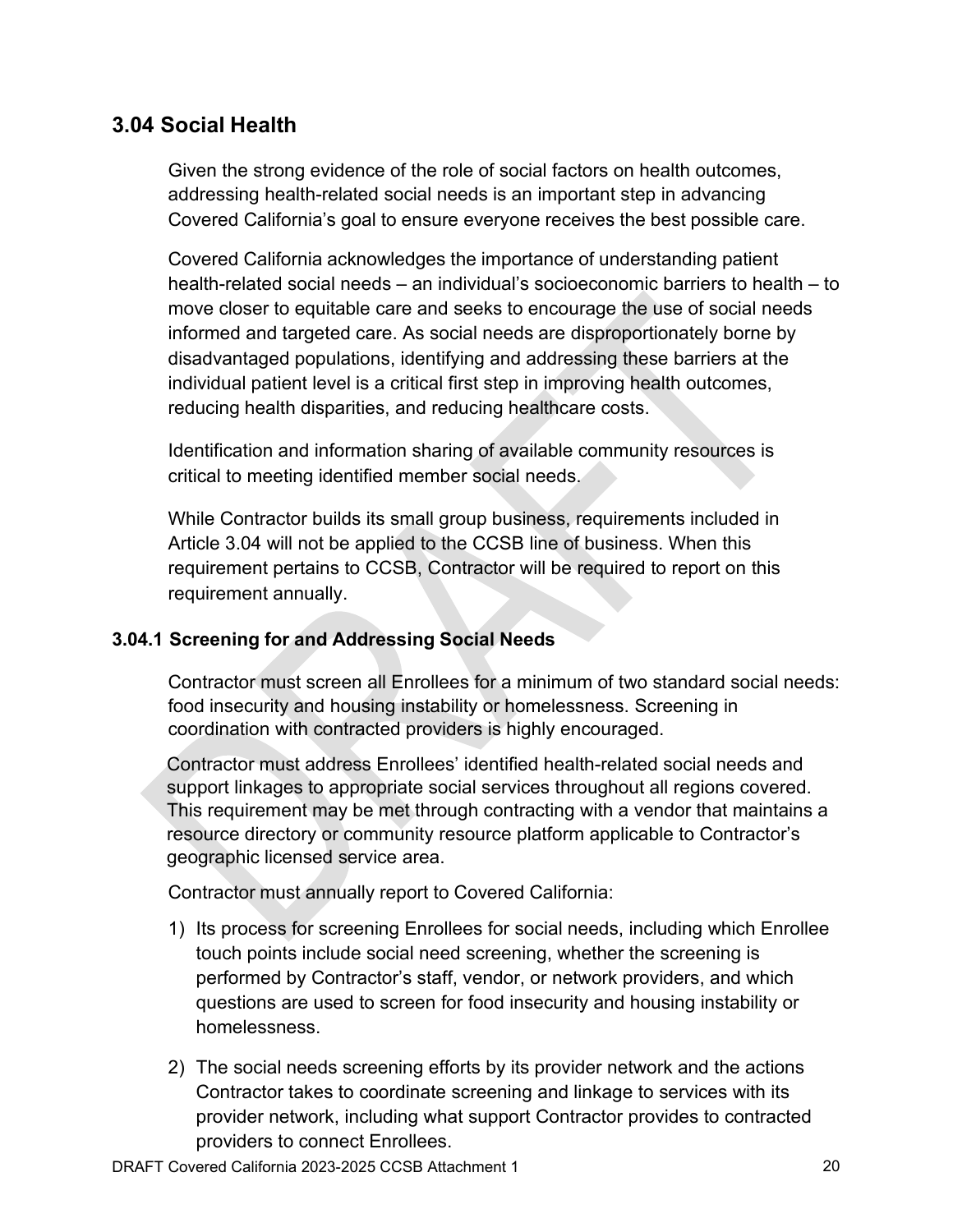## 3.04 Social Health

Given the strong evidence of the role of social factors on health outcomes, addressing health-related social needs is an important step in advancing Covered California's goal to ensure everyone receives the best possible care.

Covered California acknowledges the importance of understanding patient health-related social needs – an individual's socioeconomic barriers to health – to move closer to equitable care and seeks to encourage the use of social needs informed and targeted care. As social needs are disproportionately borne by disadvantaged populations, identifying and addressing these barriers at the individual patient level is a critical first step in improving health outcomes, reducing health disparities, and reducing healthcare costs.

Identification and information sharing of available community resources is critical to meeting identified member social needs.

While Contractor builds its small group business, requirements included in Article 3.04 will not be applied to the CCSB line of business. When this requirement pertains to CCSB, Contractor will be required to report on this requirement annually.

### 3.04.1 Screening for and Addressing Social Needs

Contractor must screen all Enrollees for a minimum of two standard social needs: food insecurity and housing instability or homelessness. Screening in coordination with contracted providers is highly encouraged.

Contractor must address Enrollees' identified health-related social needs and support linkages to appropriate social services throughout all regions covered. This requirement may be met through contracting with a vendor that maintains a resource directory or community resource platform applicable to Contractor's geographic licensed service area.

Contractor must annually report to Covered California:

1) Its process for screening Enrollees for social needs, including which Enrollee touch points include social need screening, whether the screening is performed by Contractor's staff, vendor, or network providers, and which questions are used to screen for food insecurity and housing instability or homelessness.

2) The social needs screening efforts by its provider network and the actions Contractor takes to coordinate screening and linkage to services with its provider network, including what support Contractor provides to contracted providers to connect Enrollees.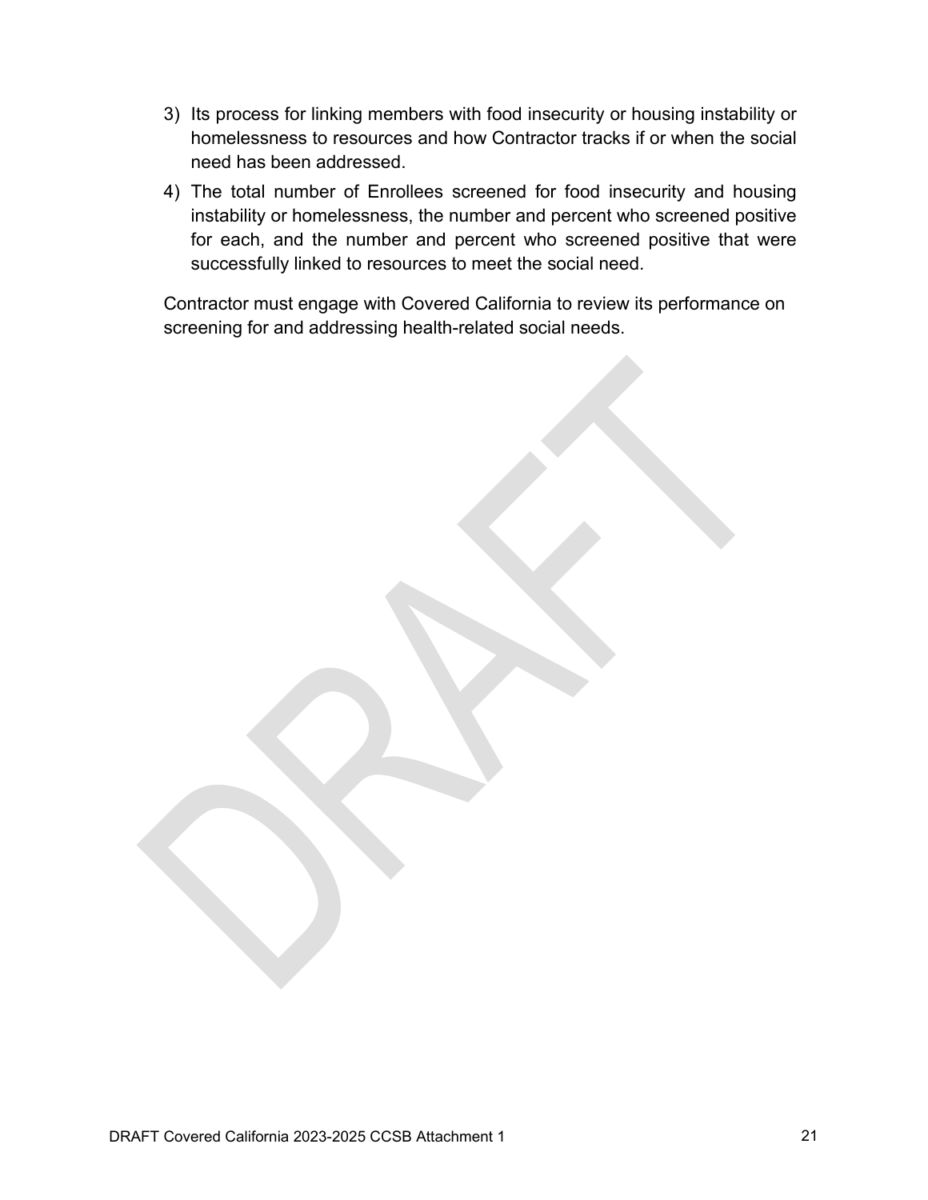3) Its process for linking members with food insecurity or housing instability or homelessness to resources and how Contractor tracks if or when the social need has been addressed.
4) The total number of Enrollees screened for food insecurity and housing instability or homelessness, the number and percent who screened positive for each, and the number and percent who screened positive that were successfully linked to resources to meet the social need.

Contractor must engage with Covered California to review its performance on screening for and addressing health-related social needs.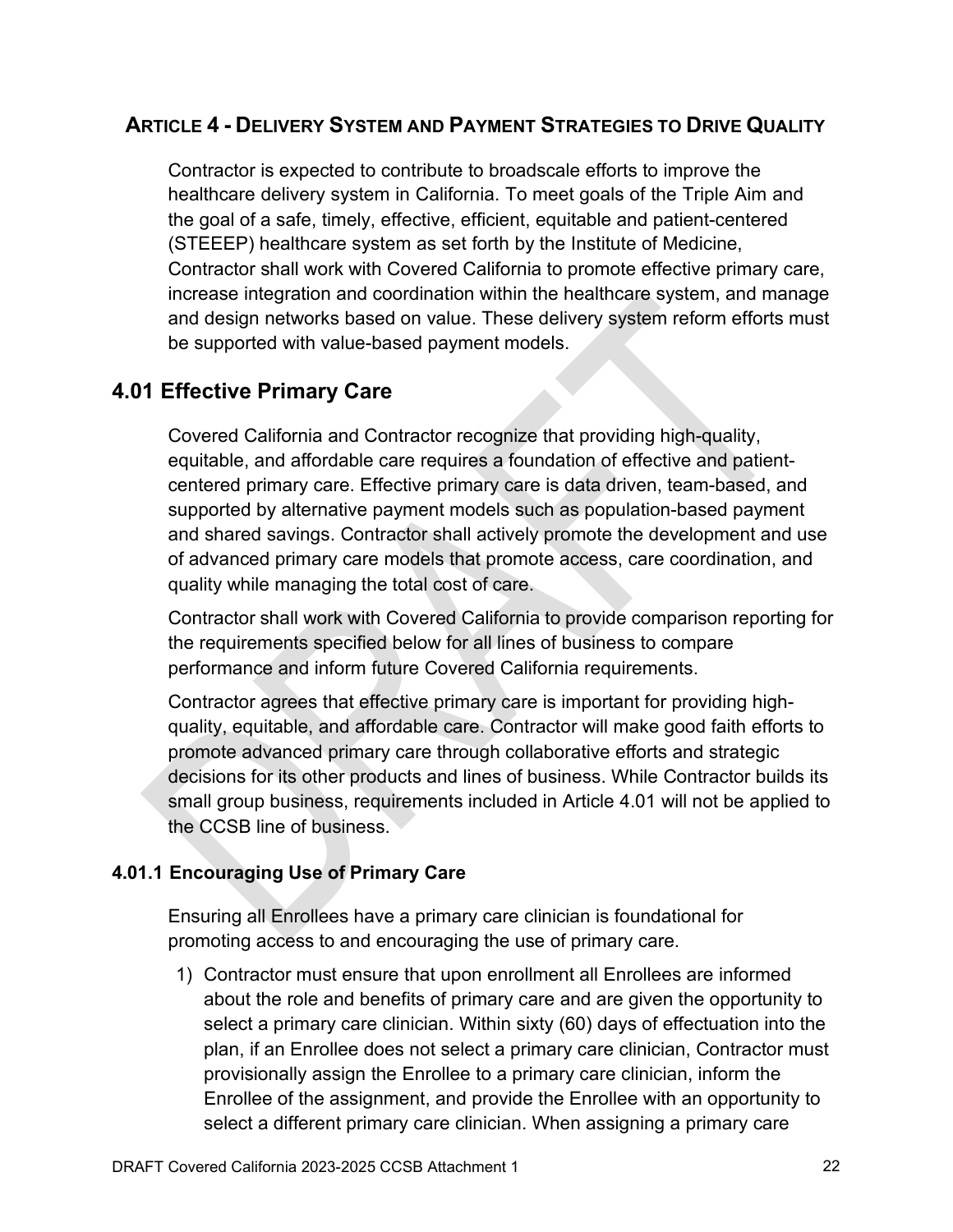## Article 4 - Delivery System and Payment Strategies to Drive Quality

Contractor is expected to contribute to broadscale efforts to improve the healthcare delivery system in California. To meet goals of the Triple Aim and the goal of a safe, timely, effective, efficient, equitable and patient-centered (STEEEP) healthcare system as set forth by the Institute of Medicine, Contractor shall work with Covered California to promote effective primary care, increase integration and coordination within the healthcare system, and manage and design networks based on value. These delivery system reform efforts must be supported with value-based payment models.

## 4.01 Effective Primary Care

Covered California and Contractor recognize that providing high-quality, equitable, and affordable care requires a foundation of effective and patient-centered primary care. Effective primary care is data driven, team-based, and supported by alternative payment models such as population-based payment and shared savings. Contractor shall actively promote the development and use of advanced primary care models that promote access, care coordination, and quality while managing the total cost of care.

Contractor shall work with Covered California to provide comparison reporting for the requirements specified below for all lines of business to compare performance and inform future Covered California requirements.

Contractor agrees that effective primary care is important for providing high-quality, equitable, and affordable care. Contractor will make good faith efforts to promote advanced primary care through collaborative efforts and strategic decisions for its other products and lines of business. While Contractor builds its small group business, requirements included in Article 4.01 will not be applied to the CCSB line of business.

### 4.01.1 Encouraging Use of Primary Care

Ensuring all Enrollees have a primary care clinician is foundational for promoting access to and encouraging the use of primary care.

1) Contractor must ensure that upon enrollment all Enrollees are informed about the role and benefits of primary care and are given the opportunity to select a primary care clinician. Within sixty (60) days of effectuation into the plan, if an Enrollee does not select a primary care clinician, Contractor must provisionally assign the Enrollee to a primary care clinician, inform the Enrollee of the assignment, and provide the Enrollee with an opportunity to select a different primary care clinician. When assigning a primary care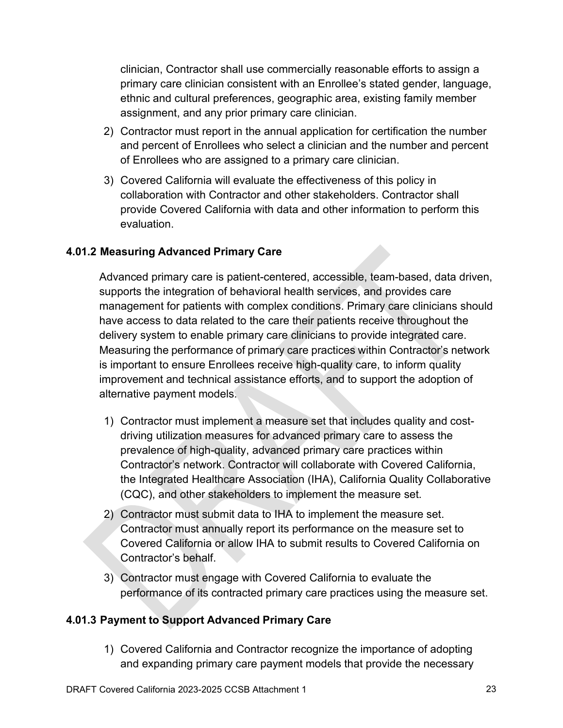clinician, Contractor shall use commercially reasonable efforts to assign a primary care clinician consistent with an Enrollee's stated gender, language, ethnic and cultural preferences, geographic area, existing family member assignment, and any prior primary care clinician.

2) Contractor must report in the annual application for certification the number and percent of Enrollees who select a clinician and the number and percent of Enrollees who are assigned to a primary care clinician.

3) Covered California will evaluate the effectiveness of this policy in collaboration with Contractor and other stakeholders. Contractor shall provide Covered California with data and other information to perform this evaluation.

### 4.01.2 Measuring Advanced Primary Care

Advanced primary care is patient-centered, accessible, team-based, data driven, supports the integration of behavioral health services, and provides care management for patients with complex conditions. Primary care clinicians should have access to data related to the care their patients receive throughout the delivery system to enable primary care clinicians to provide integrated care. Measuring the performance of primary care practices within Contractor's network is important to ensure Enrollees receive high-quality care, to inform quality improvement and technical assistance efforts, and to support the adoption of alternative payment models.

1) Contractor must implement a measure set that includes quality and cost-driving utilization measures for advanced primary care to assess the prevalence of high-quality, advanced primary care practices within Contractor's network. Contractor will collaborate with Covered California, the Integrated Healthcare Association (IHA), California Quality Collaborative (CQC), and other stakeholders to implement the measure set.

2) Contractor must submit data to IHA to implement the measure set. Contractor must annually report its performance on the measure set to Covered California or allow IHA to submit results to Covered California on Contractor's behalf.

3) Contractor must engage with Covered California to evaluate the performance of its contracted primary care practices using the measure set.

### 4.01.3 Payment to Support Advanced Primary Care

1) Covered California and Contractor recognize the importance of adopting and expanding primary care payment models that provide the necessary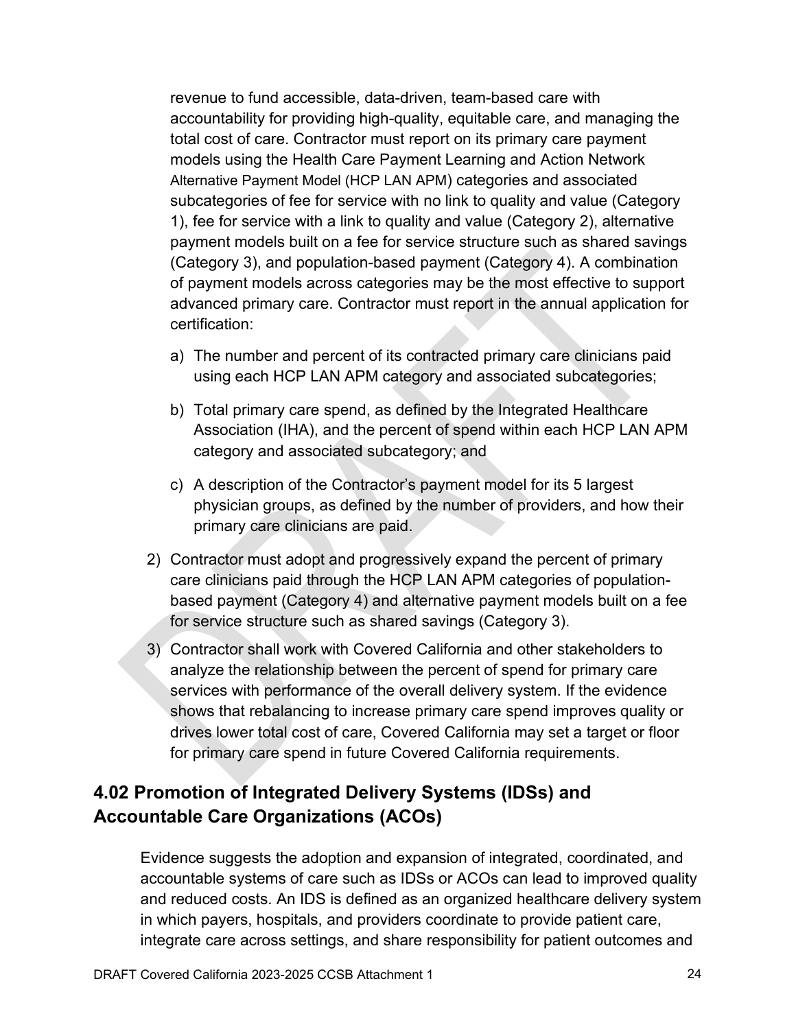revenue to fund accessible, data-driven, team-based care with accountability for providing high-quality, equitable care, and managing the total cost of care. Contractor must report on its primary care payment models using the Health Care Payment Learning and Action Network Alternative Payment Model (HCP LAN APM) categories and associated subcategories of fee for service with no link to quality and value (Category 1), fee for service with a link to quality and value (Category 2), alternative payment models built on a fee for service structure such as shared savings (Category 3), and population-based payment (Category 4). A combination of payment models across categories may be the most effective to support advanced primary care. Contractor must report in the annual application for certification:

a) The number and percent of its contracted primary care clinicians paid using each HCP LAN APM category and associated subcategories;

b) Total primary care spend, as defined by the Integrated Healthcare Association (IHA), and the percent of spend within each HCP LAN APM category and associated subcategory; and

c) A description of the Contractor's payment model for its 5 largest physician groups, as defined by the number of providers, and how their primary care clinicians are paid.

2) Contractor must adopt and progressively expand the percent of primary care clinicians paid through the HCP LAN APM categories of population-based payment (Category 4) and alternative payment models built on a fee for service structure such as shared savings (Category 3).

3) Contractor shall work with Covered California and other stakeholders to analyze the relationship between the percent of spend for primary care services with performance of the overall delivery system. If the evidence shows that rebalancing to increase primary care spend improves quality or drives lower total cost of care, Covered California may set a target or floor for primary care spend in future Covered California requirements.

## 4.02 Promotion of Integrated Delivery Systems (IDSs) and Accountable Care Organizations (ACOs)

Evidence suggests the adoption and expansion of integrated, coordinated, and accountable systems of care such as IDSs or ACOs can lead to improved quality and reduced costs. An IDS is defined as an organized healthcare delivery system in which payers, hospitals, and providers coordinate to provide patient care, integrate care across settings, and share responsibility for patient outcomes and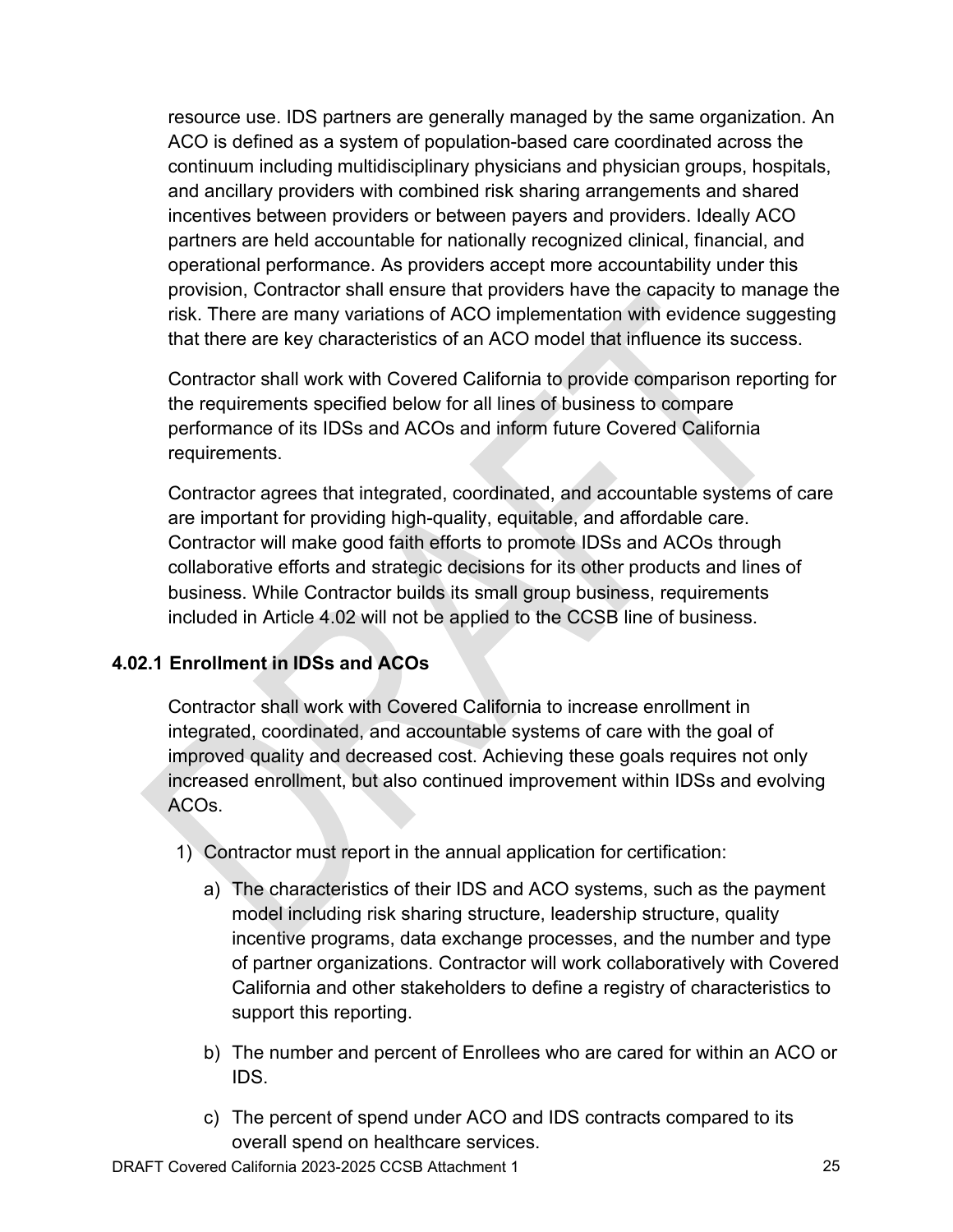resource use. IDS partners are generally managed by the same organization. An ACO is defined as a system of population-based care coordinated across the continuum including multidisciplinary physicians and physician groups, hospitals, and ancillary providers with combined risk sharing arrangements and shared incentives between providers or between payers and providers. Ideally ACO partners are held accountable for nationally recognized clinical, financial, and operational performance. As providers accept more accountability under this provision, Contractor shall ensure that providers have the capacity to manage the risk. There are many variations of ACO implementation with evidence suggesting that there are key characteristics of an ACO model that influence its success.

Contractor shall work with Covered California to provide comparison reporting for the requirements specified below for all lines of business to compare performance of its IDSs and ACOs and inform future Covered California requirements.

Contractor agrees that integrated, coordinated, and accountable systems of care are important for providing high-quality, equitable, and affordable care. Contractor will make good faith efforts to promote IDSs and ACOs through collaborative efforts and strategic decisions for its other products and lines of business. While Contractor builds its small group business, requirements included in Article 4.02 will not be applied to the CCSB line of business.

### 4.02.1 Enrollment in IDSs and ACOs

Contractor shall work with Covered California to increase enrollment in integrated, coordinated, and accountable systems of care with the goal of improved quality and decreased cost. Achieving these goals requires not only increased enrollment, but also continued improvement within IDSs and evolving ACOs.

1) Contractor must report in the annual application for certification:
   a) The characteristics of their IDS and ACO systems, such as the payment model including risk sharing structure, leadership structure, quality incentive programs, data exchange processes, and the number and type of partner organizations. Contractor will work collaboratively with Covered California and other stakeholders to define a registry of characteristics to support this reporting.
   b) The number and percent of Enrollees who are cared for within an ACO or IDS.
   c) The percent of spend under ACO and IDS contracts compared to its overall spend on healthcare services.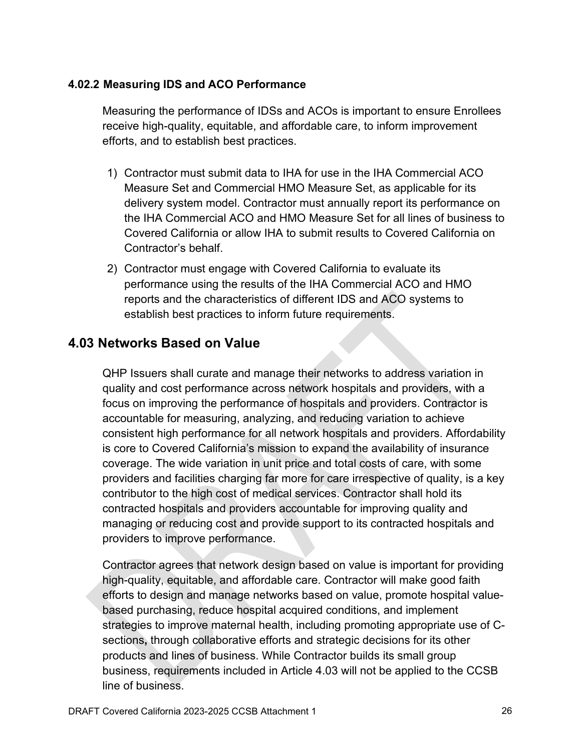### 4.02.2 Measuring IDS and ACO Performance

Measuring the performance of IDSs and ACOs is important to ensure Enrollees receive high-quality, equitable, and affordable care, to inform improvement efforts, and to establish best practices.

1) Contractor must submit data to IHA for use in the IHA Commercial ACO Measure Set and Commercial HMO Measure Set, as applicable for its delivery system model. Contractor must annually report its performance on the IHA Commercial ACO and HMO Measure Set for all lines of business to Covered California or allow IHA to submit results to Covered California on Contractor's behalf.
2) Contractor must engage with Covered California to evaluate its performance using the results of the IHA Commercial ACO and HMO reports and the characteristics of different IDS and ACO systems to establish best practices to inform future requirements.

## 4.03 Networks Based on Value

QHP Issuers shall curate and manage their networks to address variation in quality and cost performance across network hospitals and providers, with a focus on improving the performance of hospitals and providers. Contractor is accountable for measuring, analyzing, and reducing variation to achieve consistent high performance for all network hospitals and providers. Affordability is core to Covered California's mission to expand the availability of insurance coverage. The wide variation in unit price and total costs of care, with some providers and facilities charging far more for care irrespective of quality, is a key contributor to the high cost of medical services. Contractor shall hold its contracted hospitals and providers accountable for improving quality and managing or reducing cost and provide support to its contracted hospitals and providers to improve performance.

Contractor agrees that network design based on value is important for providing high-quality, equitable, and affordable care. Contractor will make good faith efforts to design and manage networks based on value, promote hospital value-based purchasing, reduce hospital acquired conditions, and implement strategies to improve maternal health, including promoting appropriate use of C-sections, through collaborative efforts and strategic decisions for its other products and lines of business. While Contractor builds its small group business, requirements included in Article 4.03 will not be applied to the CCSB line of business.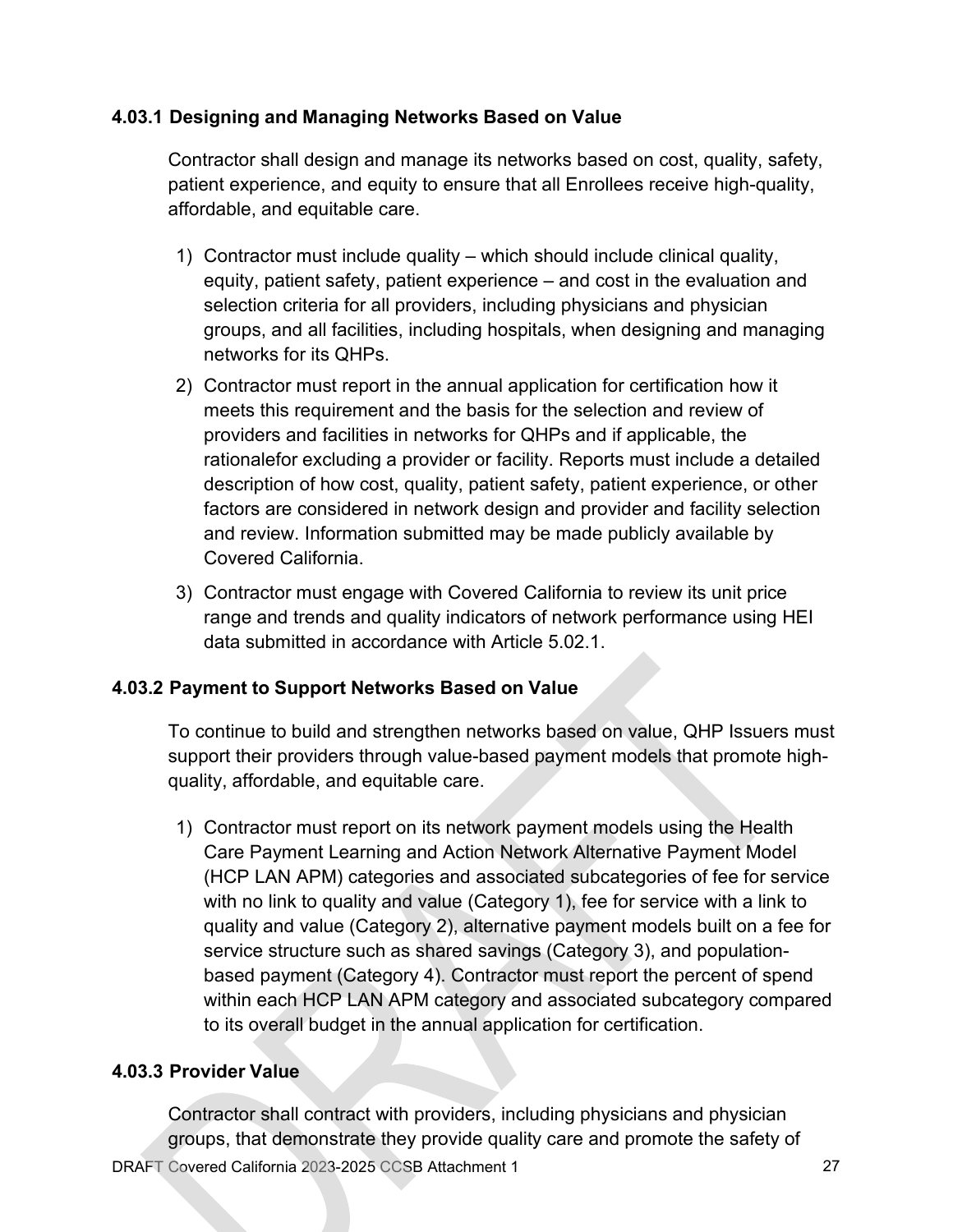### 4.03.1 Designing and Managing Networks Based on Value

Contractor shall design and manage its networks based on cost, quality, safety, patient experience, and equity to ensure that all Enrollees receive high-quality, affordable, and equitable care.

1) Contractor must include quality – which should include clinical quality, equity, patient safety, patient experience – and cost in the evaluation and selection criteria for all providers, including physicians and physician groups, and all facilities, including hospitals, when designing and managing networks for its QHPs.
2) Contractor must report in the annual application for certification how it meets this requirement and the basis for the selection and review of providers and facilities in networks for QHPs and if applicable, the rationalefor excluding a provider or facility. Reports must include a detailed description of how cost, quality, patient safety, patient experience, or other factors are considered in network design and provider and facility selection and review. Information submitted may be made publicly available by Covered California.
3) Contractor must engage with Covered California to review its unit price range and trends and quality indicators of network performance using HEI data submitted in accordance with Article 5.02.1.

### 4.03.2 Payment to Support Networks Based on Value

To continue to build and strengthen networks based on value, QHP Issuers must support their providers through value-based payment models that promote high-quality, affordable, and equitable care.

1) Contractor must report on its network payment models using the Health Care Payment Learning and Action Network Alternative Payment Model (HCP LAN APM) categories and associated subcategories of fee for service with no link to quality and value (Category 1), fee for service with a link to quality and value (Category 2), alternative payment models built on a fee for service structure such as shared savings (Category 3), and population-based payment (Category 4). Contractor must report the percent of spend within each HCP LAN APM category and associated subcategory compared to its overall budget in the annual application for certification.

### 4.03.3 Provider Value

Contractor shall contract with providers, including physicians and physician groups, that demonstrate they provide quality care and promote the safety of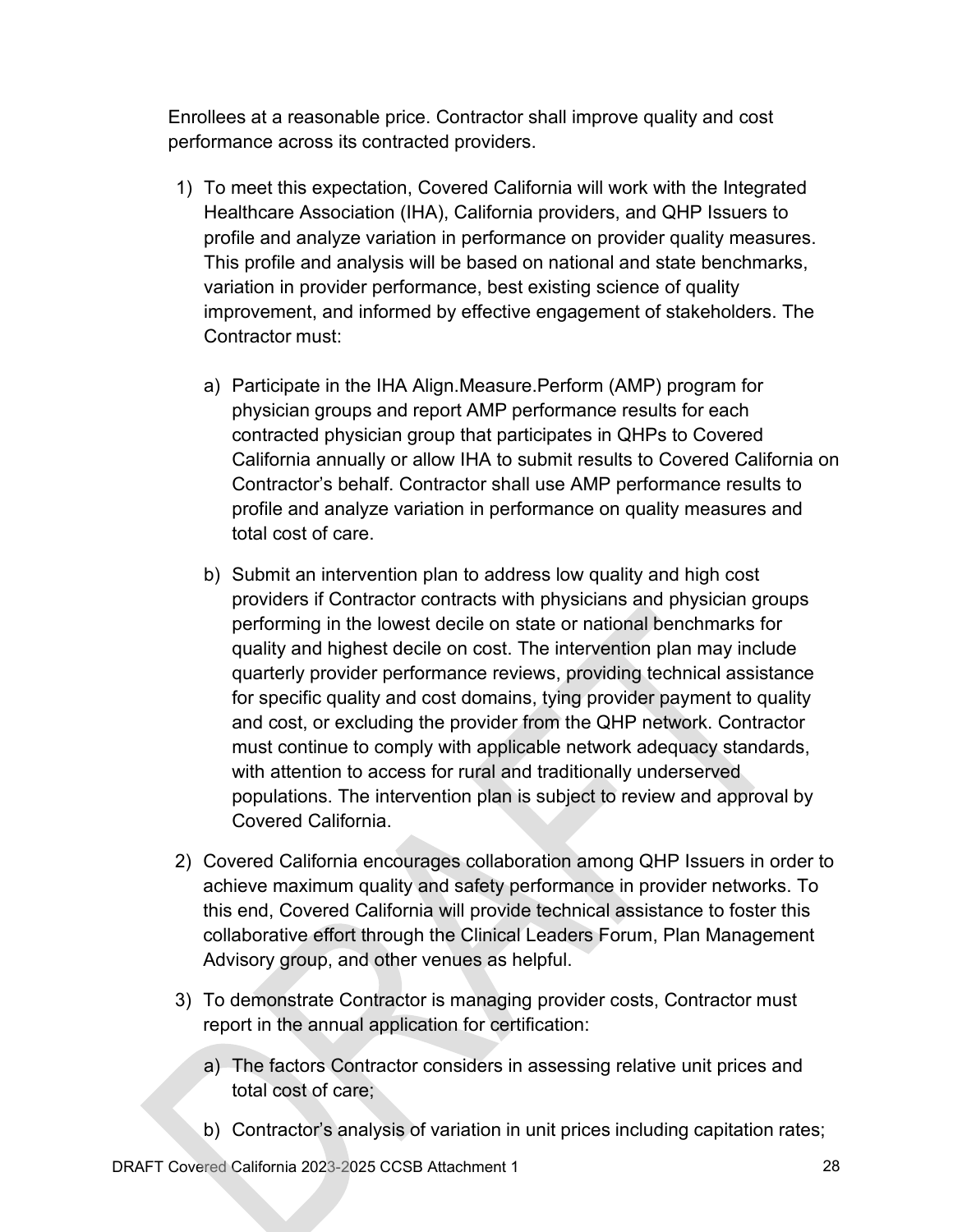Enrollees at a reasonable price. Contractor shall improve quality and cost performance across its contracted providers.

1) To meet this expectation, Covered California will work with the Integrated Healthcare Association (IHA), California providers, and QHP Issuers to profile and analyze variation in performance on provider quality measures. This profile and analysis will be based on national and state benchmarks, variation in provider performance, best existing science of quality improvement, and informed by effective engagement of stakeholders. The Contractor must:

   a) Participate in the IHA Align.Measure.Perform (AMP) program for physician groups and report AMP performance results for each contracted physician group that participates in QHPs to Covered California annually or allow IHA to submit results to Covered California on Contractor's behalf. Contractor shall use AMP performance results to profile and analyze variation in performance on quality measures and total cost of care.

   b) Submit an intervention plan to address low quality and high cost providers if Contractor contracts with physicians and physician groups performing in the lowest decile on state or national benchmarks for quality and highest decile on cost. The intervention plan may include quarterly provider performance reviews, providing technical assistance for specific quality and cost domains, tying provider payment to quality and cost, or excluding the provider from the QHP network. Contractor must continue to comply with applicable network adequacy standards, with attention to access for rural and traditionally underserved populations. The intervention plan is subject to review and approval by Covered California.

2) Covered California encourages collaboration among QHP Issuers in order to achieve maximum quality and safety performance in provider networks. To this end, Covered California will provide technical assistance to foster this collaborative effort through the Clinical Leaders Forum, Plan Management Advisory group, and other venues as helpful.

3) To demonstrate Contractor is managing provider costs, Contractor must report in the annual application for certification:

   a) The factors Contractor considers in assessing relative unit prices and total cost of care;

   b) Contractor's analysis of variation in unit prices including capitation rates;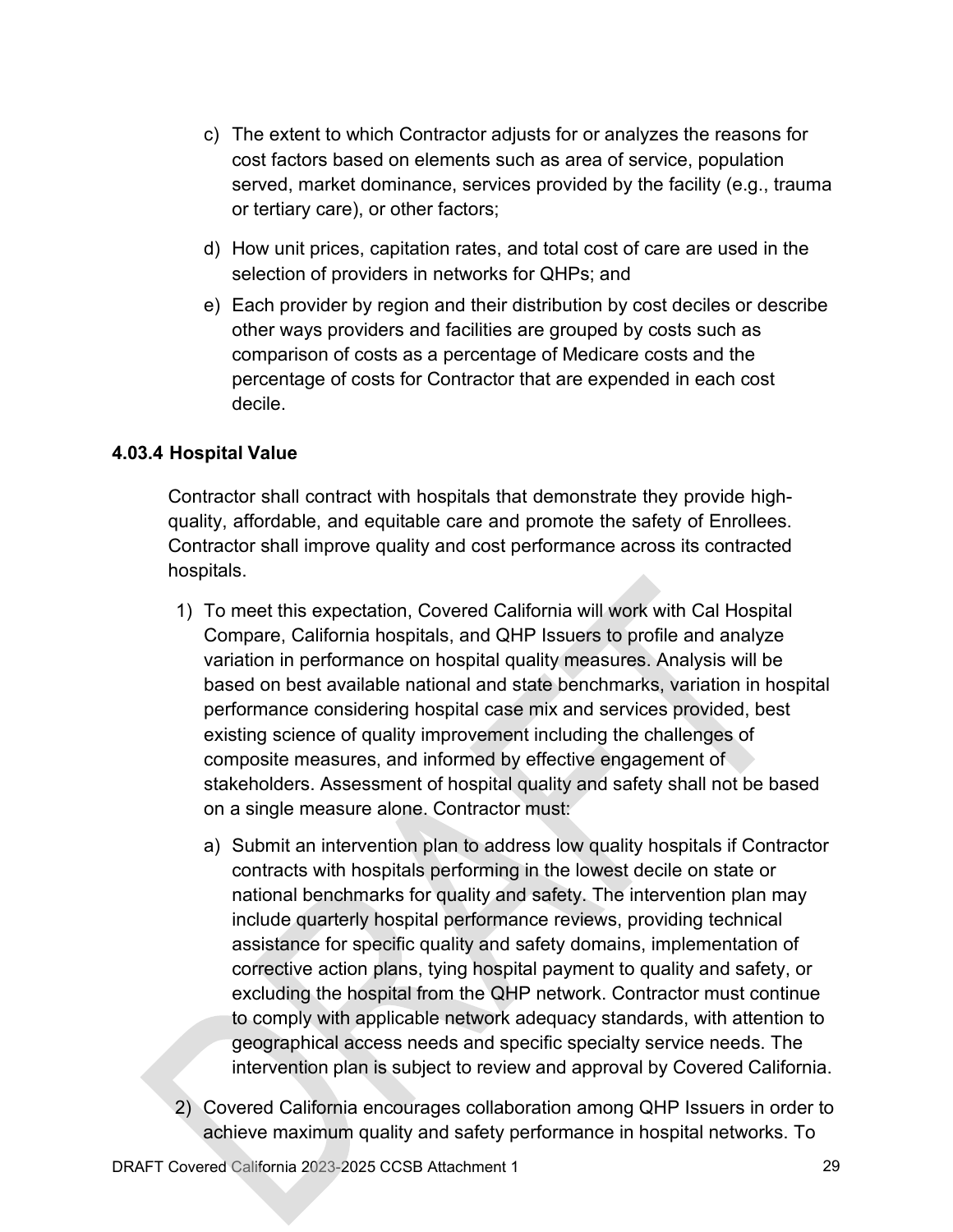c) The extent to which Contractor adjusts for or analyzes the reasons for cost factors based on elements such as area of service, population served, market dominance, services provided by the facility (e.g., trauma or tertiary care), or other factors;

d) How unit prices, capitation rates, and total cost of care are used in the selection of providers in networks for QHPs; and

e) Each provider by region and their distribution by cost deciles or describe other ways providers and facilities are grouped by costs such as comparison of costs as a percentage of Medicare costs and the percentage of costs for Contractor that are expended in each cost decile.

### 4.03.4 Hospital Value

Contractor shall contract with hospitals that demonstrate they provide high-quality, affordable, and equitable care and promote the safety of Enrollees. Contractor shall improve quality and cost performance across its contracted hospitals.

1) To meet this expectation, Covered California will work with Cal Hospital Compare, California hospitals, and QHP Issuers to profile and analyze variation in performance on hospital quality measures. Analysis will be based on best available national and state benchmarks, variation in hospital performance considering hospital case mix and services provided, best existing science of quality improvement including the challenges of composite measures, and informed by effective engagement of stakeholders. Assessment of hospital quality and safety shall not be based on a single measure alone. Contractor must:

   a) Submit an intervention plan to address low quality hospitals if Contractor contracts with hospitals performing in the lowest decile on state or national benchmarks for quality and safety. The intervention plan may include quarterly hospital performance reviews, providing technical assistance for specific quality and safety domains, implementation of corrective action plans, tying hospital payment to quality and safety, or excluding the hospital from the QHP network. Contractor must continue to comply with applicable network adequacy standards, with attention to geographical access needs and specific specialty service needs. The intervention plan is subject to review and approval by Covered California.

2) Covered California encourages collaboration among QHP Issuers in order to achieve maximum quality and safety performance in hospital networks. To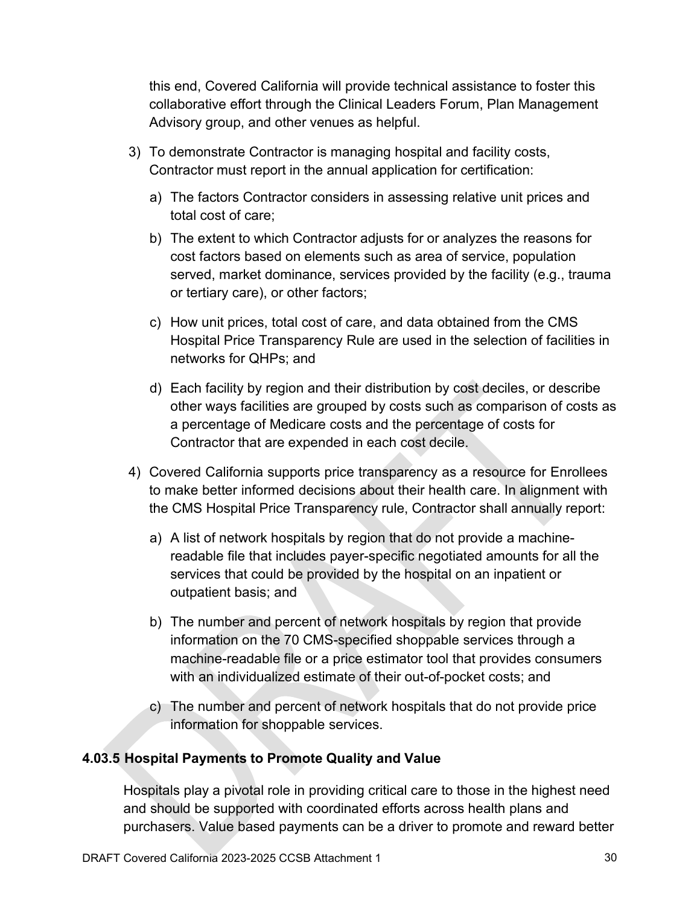this end, Covered California will provide technical assistance to foster this collaborative effort through the Clinical Leaders Forum, Plan Management Advisory group, and other venues as helpful.

3) To demonstrate Contractor is managing hospital and facility costs, Contractor must report in the annual application for certification:

   a) The factors Contractor considers in assessing relative unit prices and total cost of care;

   b) The extent to which Contractor adjusts for or analyzes the reasons for cost factors based on elements such as area of service, population served, market dominance, services provided by the facility (e.g., trauma or tertiary care), or other factors;

   c) How unit prices, total cost of care, and data obtained from the CMS Hospital Price Transparency Rule are used in the selection of facilities in networks for QHPs; and

   d) Each facility by region and their distribution by cost deciles, or describe other ways facilities are grouped by costs such as comparison of costs as a percentage of Medicare costs and the percentage of costs for Contractor that are expended in each cost decile.

4) Covered California supports price transparency as a resource for Enrollees to make better informed decisions about their health care. In alignment with the CMS Hospital Price Transparency rule, Contractor shall annually report:

   a) A list of network hospitals by region that do not provide a machine-readable file that includes payer-specific negotiated amounts for all the services that could be provided by the hospital on an inpatient or outpatient basis; and

   b) The number and percent of network hospitals by region that provide information on the 70 CMS-specified shoppable services through a machine-readable file or a price estimator tool that provides consumers with an individualized estimate of their out-of-pocket costs; and

   c) The number and percent of network hospitals that do not provide price information for shoppable services.

### 4.03.5 Hospital Payments to Promote Quality and Value

Hospitals play a pivotal role in providing critical care to those in the highest need and should be supported with coordinated efforts across health plans and purchasers. Value based payments can be a driver to promote and reward better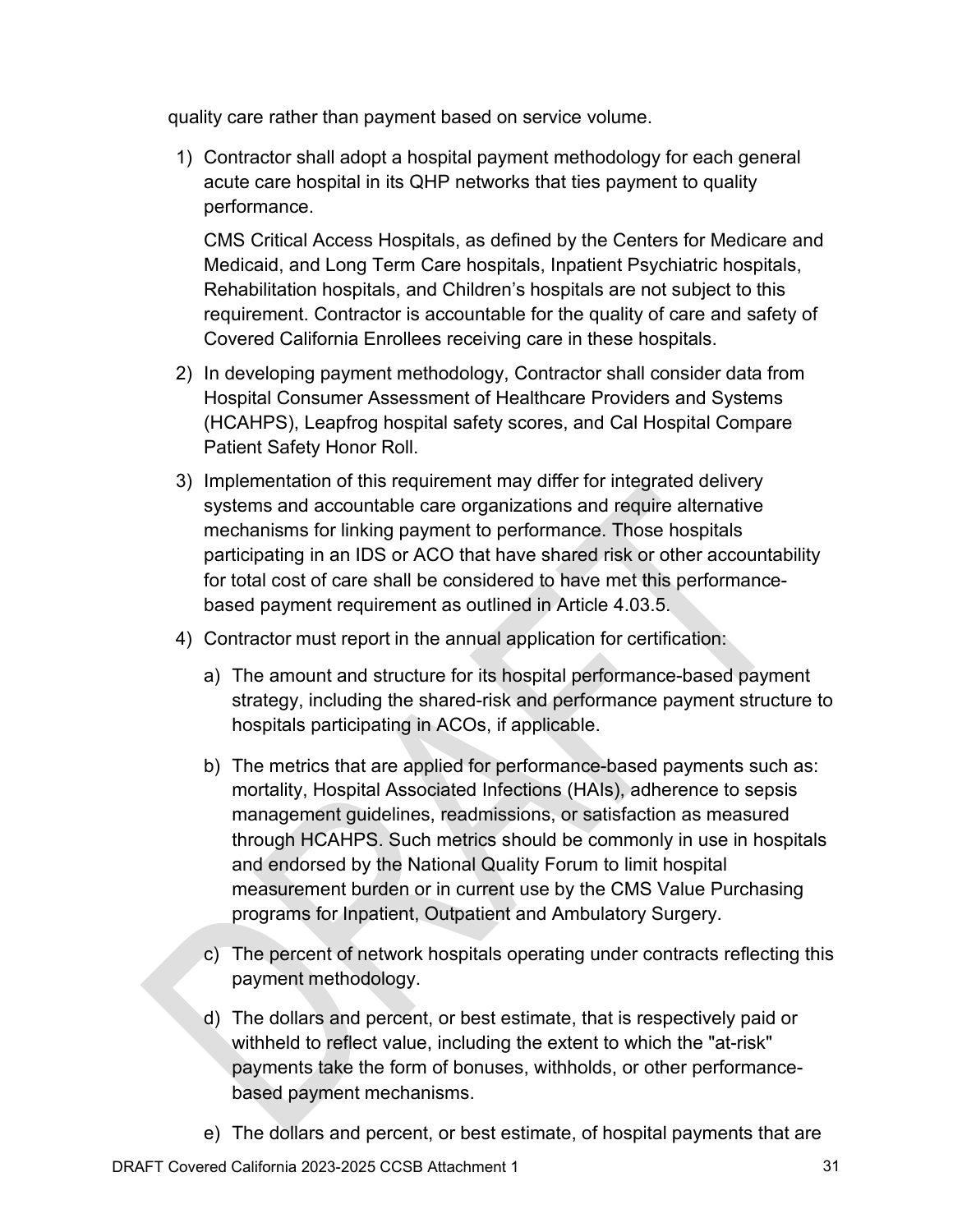quality care rather than payment based on service volume.

1) Contractor shall adopt a hospital payment methodology for each general acute care hospital in its QHP networks that ties payment to quality performance.

   CMS Critical Access Hospitals, as defined by the Centers for Medicare and Medicaid, and Long Term Care hospitals, Inpatient Psychiatric hospitals, Rehabilitation hospitals, and Children's hospitals are not subject to this requirement. Contractor is accountable for the quality of care and safety of Covered California Enrollees receiving care in these hospitals.

2) In developing payment methodology, Contractor shall consider data from Hospital Consumer Assessment of Healthcare Providers and Systems (HCAHPS), Leapfrog hospital safety scores, and Cal Hospital Compare Patient Safety Honor Roll.

3) Implementation of this requirement may differ for integrated delivery systems and accountable care organizations and require alternative mechanisms for linking payment to performance. Those hospitals participating in an IDS or ACO that have shared risk or other accountability for total cost of care shall be considered to have met this performance-based payment requirement as outlined in Article 4.03.5.

4) Contractor must report in the annual application for certification:

   a) The amount and structure for its hospital performance-based payment strategy, including the shared-risk and performance payment structure to hospitals participating in ACOs, if applicable.

   b) The metrics that are applied for performance-based payments such as: mortality, Hospital Associated Infections (HAIs), adherence to sepsis management guidelines, readmissions, or satisfaction as measured through HCAHPS. Such metrics should be commonly in use in hospitals and endorsed by the National Quality Forum to limit hospital measurement burden or in current use by the CMS Value Purchasing programs for Inpatient, Outpatient and Ambulatory Surgery.

   c) The percent of network hospitals operating under contracts reflecting this payment methodology.

   d) The dollars and percent, or best estimate, that is respectively paid or withheld to reflect value, including the extent to which the "at-risk" payments take the form of bonuses, withholds, or other performance-based payment mechanisms.

   e) The dollars and percent, or best estimate, of hospital payments that are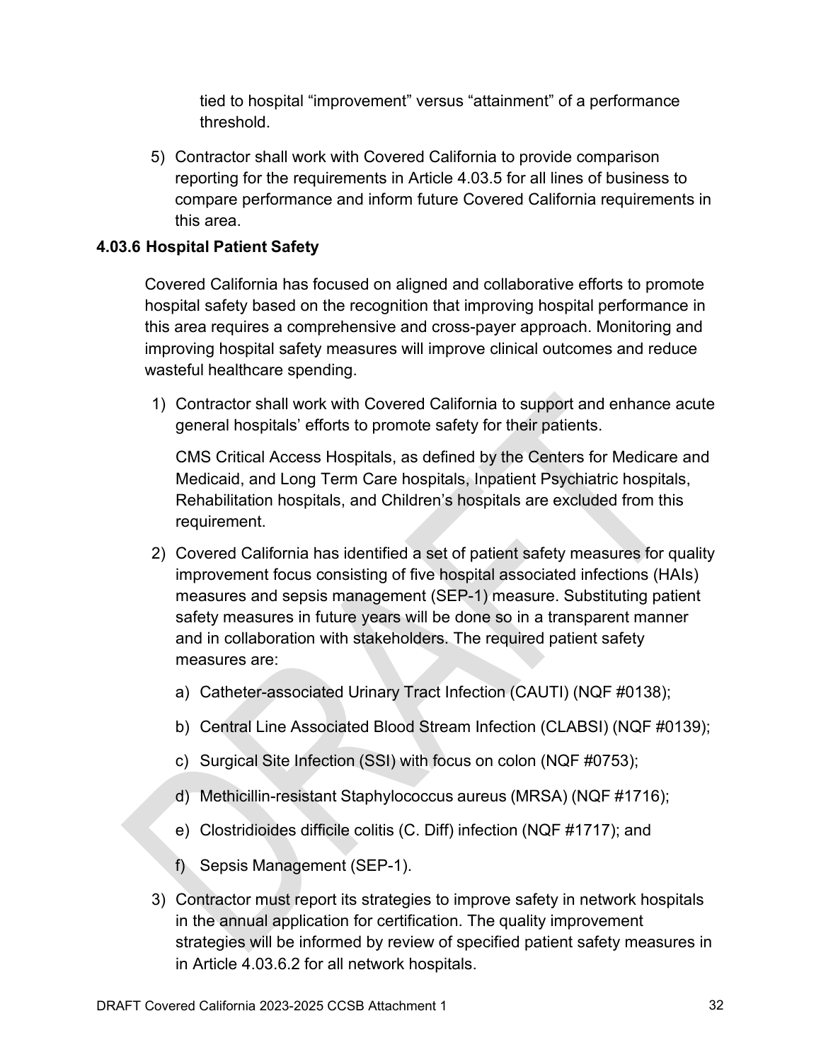tied to hospital "improvement" versus "attainment" of a performance threshold.

5) Contractor shall work with Covered California to provide comparison reporting for the requirements in Article 4.03.5 for all lines of business to compare performance and inform future Covered California requirements in this area.

### 4.03.6 Hospital Patient Safety

Covered California has focused on aligned and collaborative efforts to promote hospital safety based on the recognition that improving hospital performance in this area requires a comprehensive and cross-payer approach. Monitoring and improving hospital safety measures will improve clinical outcomes and reduce wasteful healthcare spending.

1) Contractor shall work with Covered California to support and enhance acute general hospitals' efforts to promote safety for their patients.

   CMS Critical Access Hospitals, as defined by the Centers for Medicare and Medicaid, and Long Term Care hospitals, Inpatient Psychiatric hospitals, Rehabilitation hospitals, and Children's hospitals are excluded from this requirement.

2) Covered California has identified a set of patient safety measures for quality improvement focus consisting of five hospital associated infections (HAIs) measures and sepsis management (SEP-1) measure. Substituting patient safety measures in future years will be done so in a transparent manner and in collaboration with stakeholders. The required patient safety measures are:

   a) Catheter-associated Urinary Tract Infection (CAUTI) (NQF #0138);

   b) Central Line Associated Blood Stream Infection (CLABSI) (NQF #0139);

   c) Surgical Site Infection (SSI) with focus on colon (NQF #0753);

   d) Methicillin-resistant Staphylococcus aureus (MRSA) (NQF #1716);

   e) Clostridioides difficile colitis (C. Diff) infection (NQF #1717); and

   f) Sepsis Management (SEP-1).

3) Contractor must report its strategies to improve safety in network hospitals in the annual application for certification. The quality improvement strategies will be informed by review of specified patient safety measures in in Article 4.03.6.2 for all network hospitals.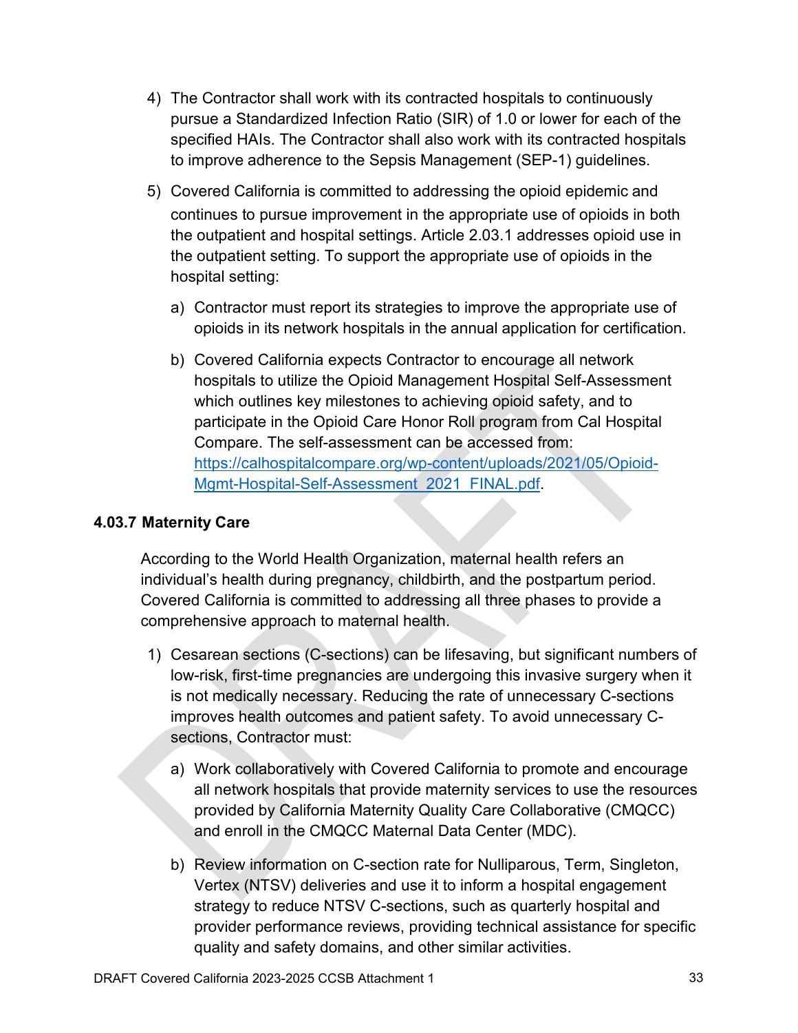4) The Contractor shall work with its contracted hospitals to continuously pursue a Standardized Infection Ratio (SIR) of 1.0 or lower for each of the specified HAIs. The Contractor shall also work with its contracted hospitals to improve adherence to the Sepsis Management (SEP-1) guidelines.

5) Covered California is committed to addressing the opioid epidemic and continues to pursue improvement in the appropriate use of opioids in both the outpatient and hospital settings. Article 2.03.1 addresses opioid use in the outpatient setting. To support the appropriate use of opioids in the hospital setting:

   a) Contractor must report its strategies to improve the appropriate use of opioids in its network hospitals in the annual application for certification.

   b) Covered California expects Contractor to encourage all network hospitals to utilize the Opioid Management Hospital Self-Assessment which outlines key milestones to achieving opioid safety, and to participate in the Opioid Care Honor Roll program from Cal Hospital Compare. The self-assessment can be accessed from: https://calhospitalcompare.org/wp-content/uploads/2021/05/Opioid-Mgmt-Hospital-Self-Assessment_2021_FINAL.pdf.

### 4.03.7 Maternity Care

According to the World Health Organization, maternal health refers an individual's health during pregnancy, childbirth, and the postpartum period. Covered California is committed to addressing all three phases to provide a comprehensive approach to maternal health.

1) Cesarean sections (C-sections) can be lifesaving, but significant numbers of low-risk, first-time pregnancies are undergoing this invasive surgery when it is not medically necessary. Reducing the rate of unnecessary C-sections improves health outcomes and patient safety. To avoid unnecessary C-sections, Contractor must:

   a) Work collaboratively with Covered California to promote and encourage all network hospitals that provide maternity services to use the resources provided by California Maternity Quality Care Collaborative (CMQCC) and enroll in the CMQCC Maternal Data Center (MDC).

   b) Review information on C-section rate for Nulliparous, Term, Singleton, Vertex (NTSV) deliveries and use it to inform a hospital engagement strategy to reduce NTSV C-sections, such as quarterly hospital and provider performance reviews, providing technical assistance for specific quality and safety domains, and other similar activities.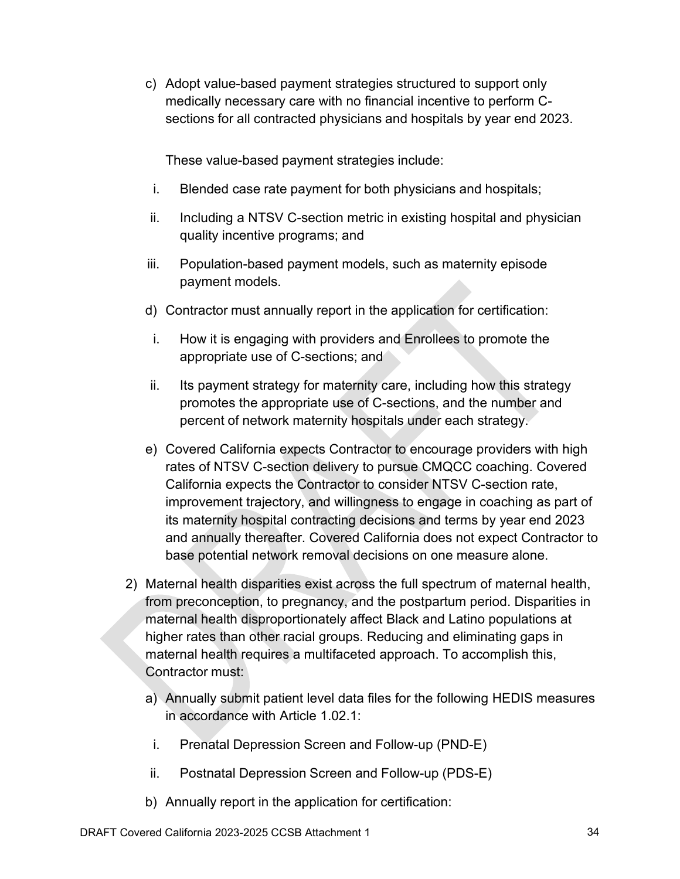c) Adopt value-based payment strategies structured to support only medically necessary care with no financial incentive to perform C-sections for all contracted physicians and hospitals by year end 2023.

   These value-based payment strategies include:

   i. Blended case rate payment for both physicians and hospitals;

   ii. Including a NTSV C-section metric in existing hospital and physician quality incentive programs; and

   iii. Population-based payment models, such as maternity episode payment models.

d) Contractor must annually report in the application for certification:

   i. How it is engaging with providers and Enrollees to promote the appropriate use of C-sections; and

   ii. Its payment strategy for maternity care, including how this strategy promotes the appropriate use of C-sections, and the number and percent of network maternity hospitals under each strategy.

e) Covered California expects Contractor to encourage providers with high rates of NTSV C-section delivery to pursue CMQCC coaching. Covered California expects the Contractor to consider NTSV C-section rate, improvement trajectory, and willingness to engage in coaching as part of its maternity hospital contracting decisions and terms by year end 2023 and annually thereafter. Covered California does not expect Contractor to base potential network removal decisions on one measure alone.

2) Maternal health disparities exist across the full spectrum of maternal health, from preconception, to pregnancy, and the postpartum period. Disparities in maternal health disproportionately affect Black and Latino populations at higher rates than other racial groups. Reducing and eliminating gaps in maternal health requires a multifaceted approach. To accomplish this, Contractor must:

   a) Annually submit patient level data files for the following HEDIS measures in accordance with Article 1.02.1:

      i. Prenatal Depression Screen and Follow-up (PND-E)

      ii. Postnatal Depression Screen and Follow-up (PDS-E)

   b) Annually report in the application for certification: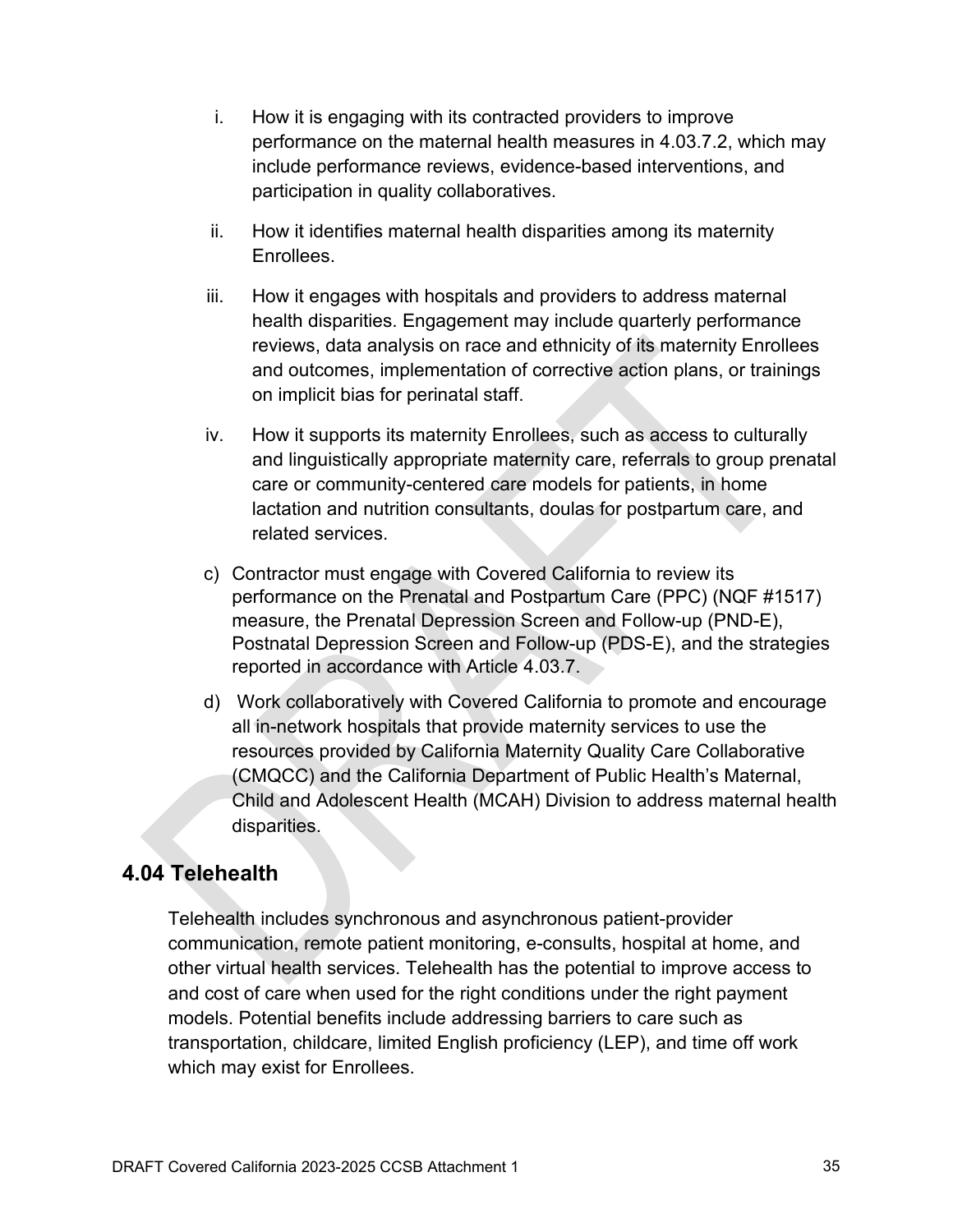i. How it is engaging with its contracted providers to improve performance on the maternal health measures in 4.03.7.2, which may include performance reviews, evidence-based interventions, and participation in quality collaboratives.

ii. How it identifies maternal health disparities among its maternity Enrollees.

iii. How it engages with hospitals and providers to address maternal health disparities. Engagement may include quarterly performance reviews, data analysis on race and ethnicity of its maternity Enrollees and outcomes, implementation of corrective action plans, or trainings on implicit bias for perinatal staff.

iv. How it supports its maternity Enrollees, such as access to culturally and linguistically appropriate maternity care, referrals to group prenatal care or community-centered care models for patients, in home lactation and nutrition consultants, doulas for postpartum care, and related services.

c) Contractor must engage with Covered California to review its performance on the Prenatal and Postpartum Care (PPC) (NQF #1517) measure, the Prenatal Depression Screen and Follow-up (PND-E), Postnatal Depression Screen and Follow-up (PDS-E), and the strategies reported in accordance with Article 4.03.7.

d) Work collaboratively with Covered California to promote and encourage all in-network hospitals that provide maternity services to use the resources provided by California Maternity Quality Care Collaborative (CMQCC) and the California Department of Public Health's Maternal, Child and Adolescent Health (MCAH) Division to address maternal health disparities.

## 4.04 Telehealth

Telehealth includes synchronous and asynchronous patient-provider communication, remote patient monitoring, e-consults, hospital at home, and other virtual health services. Telehealth has the potential to improve access to and cost of care when used for the right conditions under the right payment models. Potential benefits include addressing barriers to care such as transportation, childcare, limited English proficiency (LEP), and time off work which may exist for Enrollees.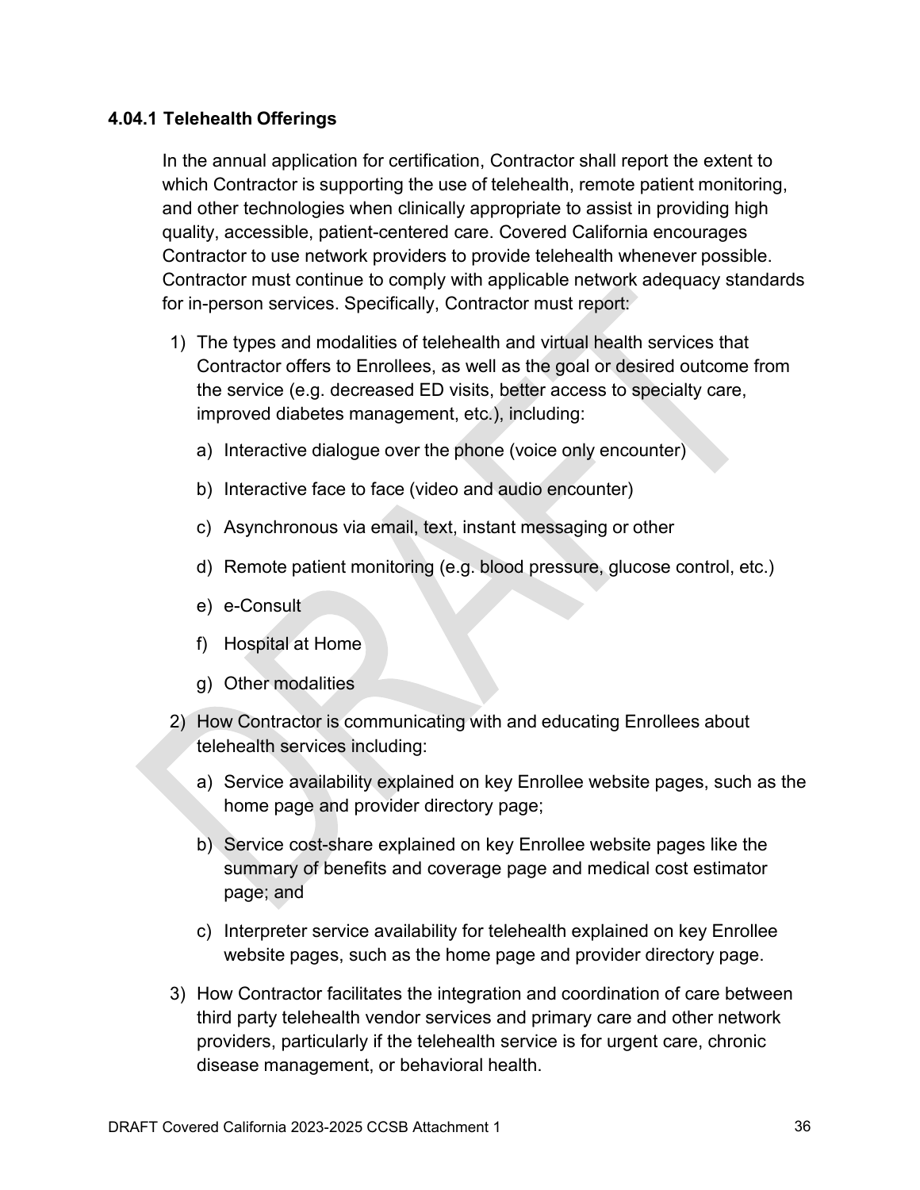### 4.04.1 Telehealth Offerings

In the annual application for certification, Contractor shall report the extent to which Contractor is supporting the use of telehealth, remote patient monitoring, and other technologies when clinically appropriate to assist in providing high quality, accessible, patient-centered care. Covered California encourages Contractor to use network providers to provide telehealth whenever possible. Contractor must continue to comply with applicable network adequacy standards for in-person services. Specifically, Contractor must report:

1) The types and modalities of telehealth and virtual health services that Contractor offers to Enrollees, as well as the goal or desired outcome from the service (e.g. decreased ED visits, better access to specialty care, improved diabetes management, etc.), including:

    a) Interactive dialogue over the phone (voice only encounter)

    b) Interactive face to face (video and audio encounter)

    c) Asynchronous via email, text, instant messaging or other

    d) Remote patient monitoring (e.g. blood pressure, glucose control, etc.)

    e) e-Consult

    f) Hospital at Home

    g) Other modalities

2) How Contractor is communicating with and educating Enrollees about telehealth services including:

    a) Service availability explained on key Enrollee website pages, such as the home page and provider directory page;

    b) Service cost-share explained on key Enrollee website pages like the summary of benefits and coverage page and medical cost estimator page; and

    c) Interpreter service availability for telehealth explained on key Enrollee website pages, such as the home page and provider directory page.

3) How Contractor facilitates the integration and coordination of care between third party telehealth vendor services and primary care and other network providers, particularly if the telehealth service is for urgent care, chronic disease management, or behavioral health.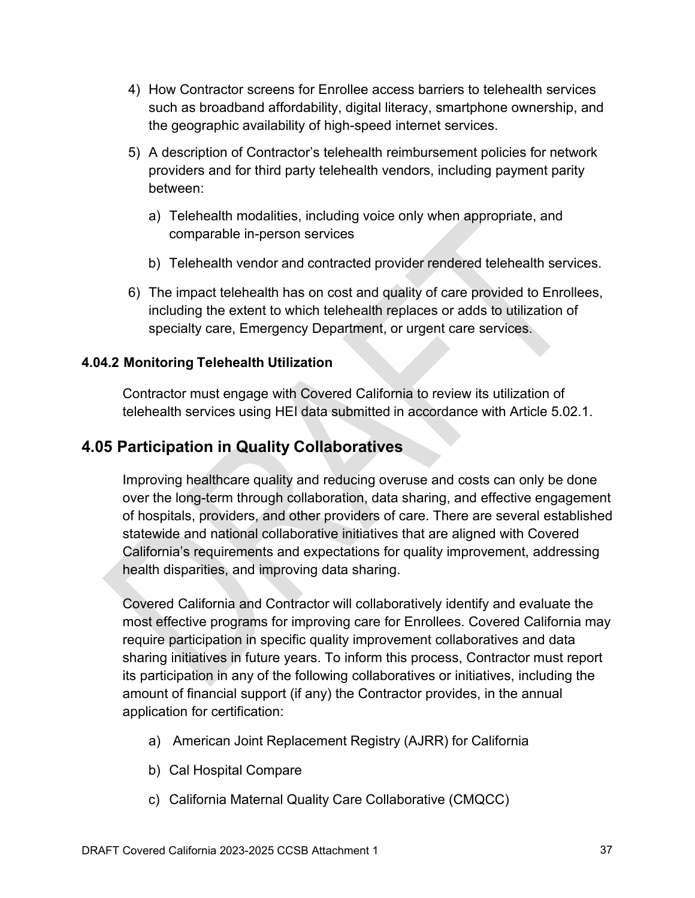4) How Contractor screens for Enrollee access barriers to telehealth services such as broadband affordability, digital literacy, smartphone ownership, and the geographic availability of high-speed internet services.

5) A description of Contractor's telehealth reimbursement policies for network providers and for third party telehealth vendors, including payment parity between:

   a) Telehealth modalities, including voice only when appropriate, and comparable in-person services

   b) Telehealth vendor and contracted provider rendered telehealth services.

6) The impact telehealth has on cost and quality of care provided to Enrollees, including the extent to which telehealth replaces or adds to utilization of specialty care, Emergency Department, or urgent care services.

### 4.04.2 Monitoring Telehealth Utilization

Contractor must engage with Covered California to review its utilization of telehealth services using HEI data submitted in accordance with Article 5.02.1.

## 4.05 Participation in Quality Collaboratives

Improving healthcare quality and reducing overuse and costs can only be done over the long-term through collaboration, data sharing, and effective engagement of hospitals, providers, and other providers of care. There are several established statewide and national collaborative initiatives that are aligned with Covered California's requirements and expectations for quality improvement, addressing health disparities, and improving data sharing.

Covered California and Contractor will collaboratively identify and evaluate the most effective programs for improving care for Enrollees. Covered California may require participation in specific quality improvement collaboratives and data sharing initiatives in future years. To inform this process, Contractor must report its participation in any of the following collaboratives or initiatives, including the amount of financial support (if any) the Contractor provides, in the annual application for certification:

a) American Joint Replacement Registry (AJRR) for California

b) Cal Hospital Compare

c) California Maternal Quality Care Collaborative (CMQCC)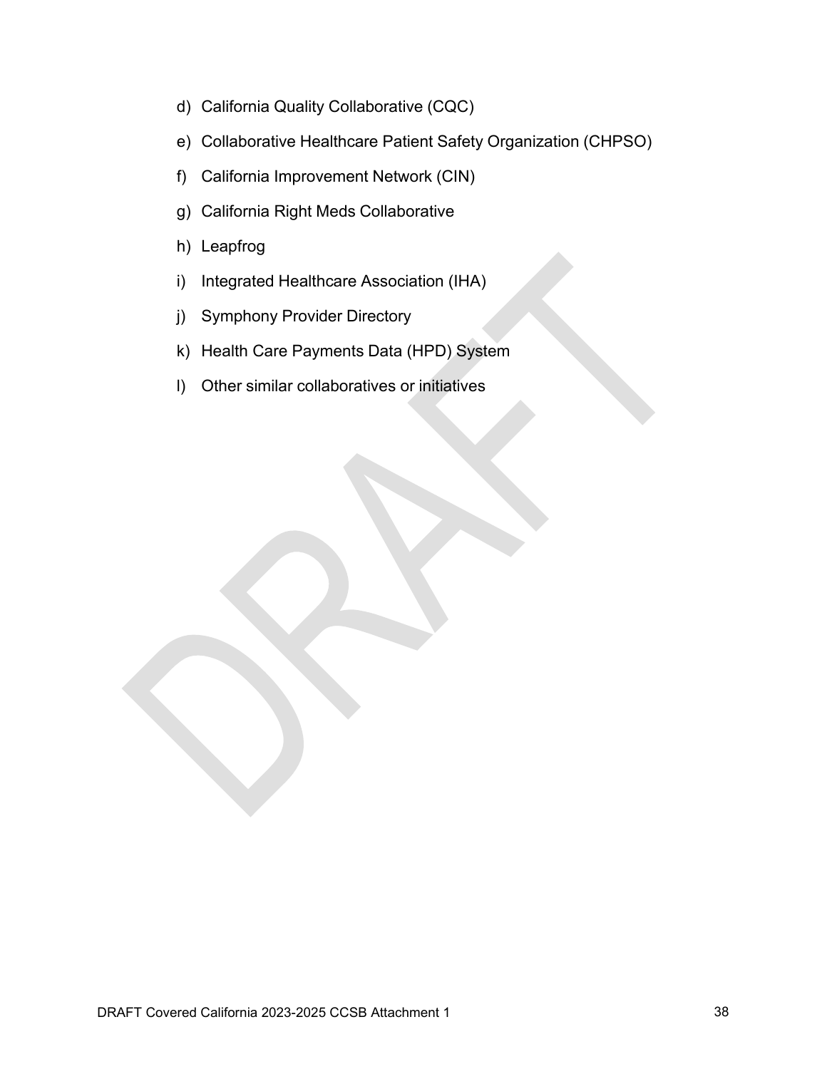d) California Quality Collaborative (CQC)

e) Collaborative Healthcare Patient Safety Organization (CHPSO)

f) California Improvement Network (CIN)

g) California Right Meds Collaborative

h) Leapfrog

i) Integrated Healthcare Association (IHA)

j) Symphony Provider Directory

k) Health Care Payments Data (HPD) System

l) Other similar collaboratives or initiatives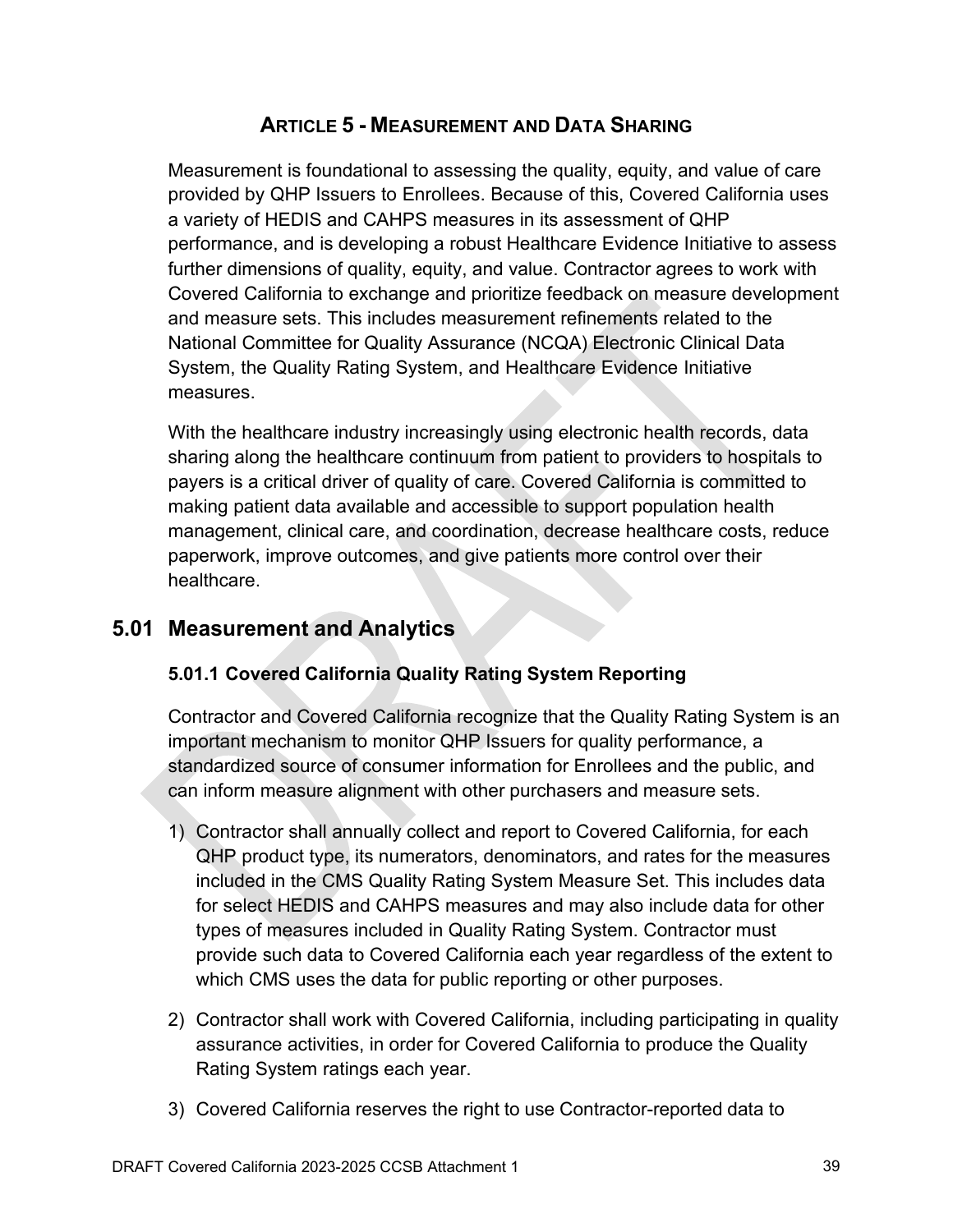# ARTICLE 5 - MEASUREMENT AND DATA SHARING

Measurement is foundational to assessing the quality, equity, and value of care provided by QHP Issuers to Enrollees. Because of this, Covered California uses a variety of HEDIS and CAHPS measures in its assessment of QHP performance, and is developing a robust Healthcare Evidence Initiative to assess further dimensions of quality, equity, and value. Contractor agrees to work with Covered California to exchange and prioritize feedback on measure development and measure sets. This includes measurement refinements related to the National Committee for Quality Assurance (NCQA) Electronic Clinical Data System, the Quality Rating System, and Healthcare Evidence Initiative measures.

With the healthcare industry increasingly using electronic health records, data sharing along the healthcare continuum from patient to providers to hospitals to payers is a critical driver of quality of care. Covered California is committed to making patient data available and accessible to support population health management, clinical care, and coordination, decrease healthcare costs, reduce paperwork, improve outcomes, and give patients more control over their healthcare.

## 5.01 Measurement and Analytics

### 5.01.1 Covered California Quality Rating System Reporting

Contractor and Covered California recognize that the Quality Rating System is an important mechanism to monitor QHP Issuers for quality performance, a standardized source of consumer information for Enrollees and the public, and can inform measure alignment with other purchasers and measure sets.

1) Contractor shall annually collect and report to Covered California, for each QHP product type, its numerators, denominators, and rates for the measures included in the CMS Quality Rating System Measure Set. This includes data for select HEDIS and CAHPS measures and may also include data for other types of measures included in Quality Rating System. Contractor must provide such data to Covered California each year regardless of the extent to which CMS uses the data for public reporting or other purposes.

2) Contractor shall work with Covered California, including participating in quality assurance activities, in order for Covered California to produce the Quality Rating System ratings each year.

3) Covered California reserves the right to use Contractor-reported data to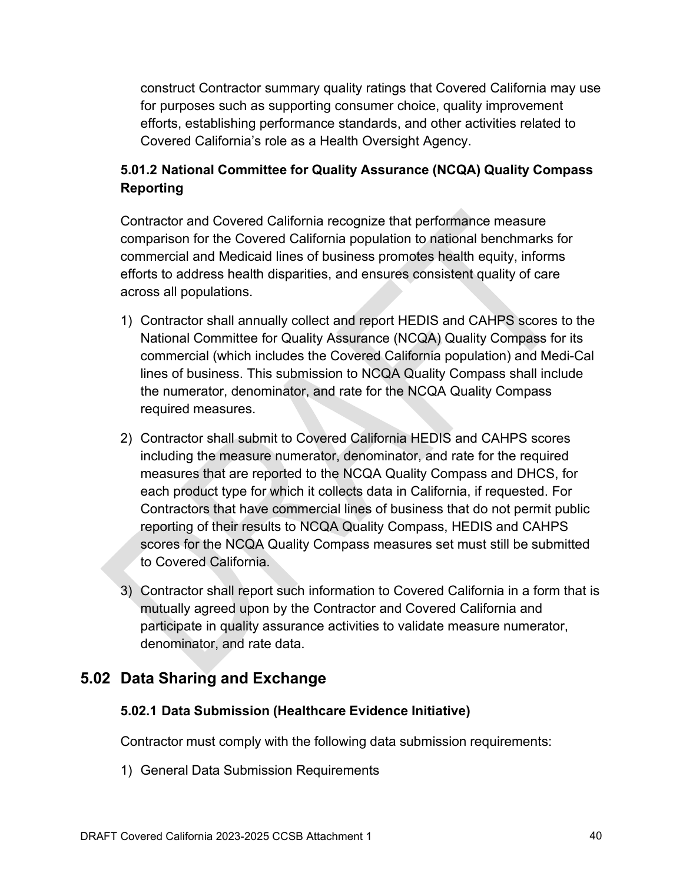construct Contractor summary quality ratings that Covered California may use for purposes such as supporting consumer choice, quality improvement efforts, establishing performance standards, and other activities related to Covered California's role as a Health Oversight Agency.

### 5.01.2 National Committee for Quality Assurance (NCQA) Quality Compass Reporting

Contractor and Covered California recognize that performance measure comparison for the Covered California population to national benchmarks for commercial and Medicaid lines of business promotes health equity, informs efforts to address health disparities, and ensures consistent quality of care across all populations.

1) Contractor shall annually collect and report HEDIS and CAHPS scores to the National Committee for Quality Assurance (NCQA) Quality Compass for its commercial (which includes the Covered California population) and Medi-Cal lines of business. This submission to NCQA Quality Compass shall include the numerator, denominator, and rate for the NCQA Quality Compass required measures.

2) Contractor shall submit to Covered California HEDIS and CAHPS scores including the measure numerator, denominator, and rate for the required measures that are reported to the NCQA Quality Compass and DHCS, for each product type for which it collects data in California, if requested. For Contractors that have commercial lines of business that do not permit public reporting of their results to NCQA Quality Compass, HEDIS and CAHPS scores for the NCQA Quality Compass measures set must still be submitted to Covered California.

3) Contractor shall report such information to Covered California in a form that is mutually agreed upon by the Contractor and Covered California and participate in quality assurance activities to validate measure numerator, denominator, and rate data.

## 5.02 Data Sharing and Exchange

### 5.02.1 Data Submission (Healthcare Evidence Initiative)

Contractor must comply with the following data submission requirements:

1) General Data Submission Requirements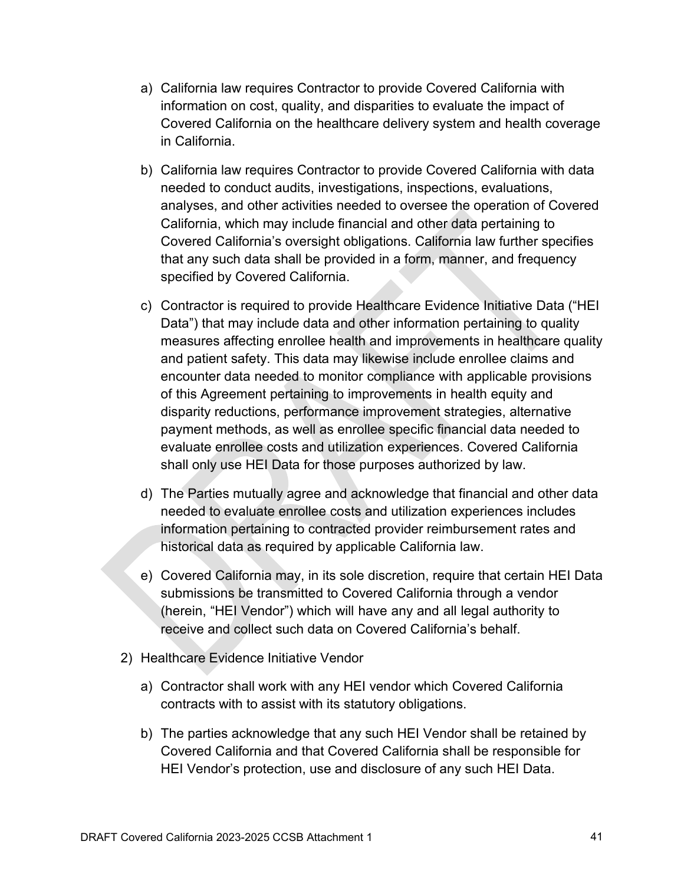a) California law requires Contractor to provide Covered California with information on cost, quality, and disparities to evaluate the impact of Covered California on the healthcare delivery system and health coverage in California.

b) California law requires Contractor to provide Covered California with data needed to conduct audits, investigations, inspections, evaluations, analyses, and other activities needed to oversee the operation of Covered California, which may include financial and other data pertaining to Covered California's oversight obligations. California law further specifies that any such data shall be provided in a form, manner, and frequency specified by Covered California.

c) Contractor is required to provide Healthcare Evidence Initiative Data ("HEI Data") that may include data and other information pertaining to quality measures affecting enrollee health and improvements in healthcare quality and patient safety. This data may likewise include enrollee claims and encounter data needed to monitor compliance with applicable provisions of this Agreement pertaining to improvements in health equity and disparity reductions, performance improvement strategies, alternative payment methods, as well as enrollee specific financial data needed to evaluate enrollee costs and utilization experiences. Covered California shall only use HEI Data for those purposes authorized by law.

d) The Parties mutually agree and acknowledge that financial and other data needed to evaluate enrollee costs and utilization experiences includes information pertaining to contracted provider reimbursement rates and historical data as required by applicable California law.

e) Covered California may, in its sole discretion, require that certain HEI Data submissions be transmitted to Covered California through a vendor (herein, "HEI Vendor") which will have any and all legal authority to receive and collect such data on Covered California's behalf.

2) Healthcare Evidence Initiative Vendor

a) Contractor shall work with any HEI vendor which Covered California contracts with to assist with its statutory obligations.

b) The parties acknowledge that any such HEI Vendor shall be retained by Covered California and that Covered California shall be responsible for HEI Vendor's protection, use and disclosure of any such HEI Data.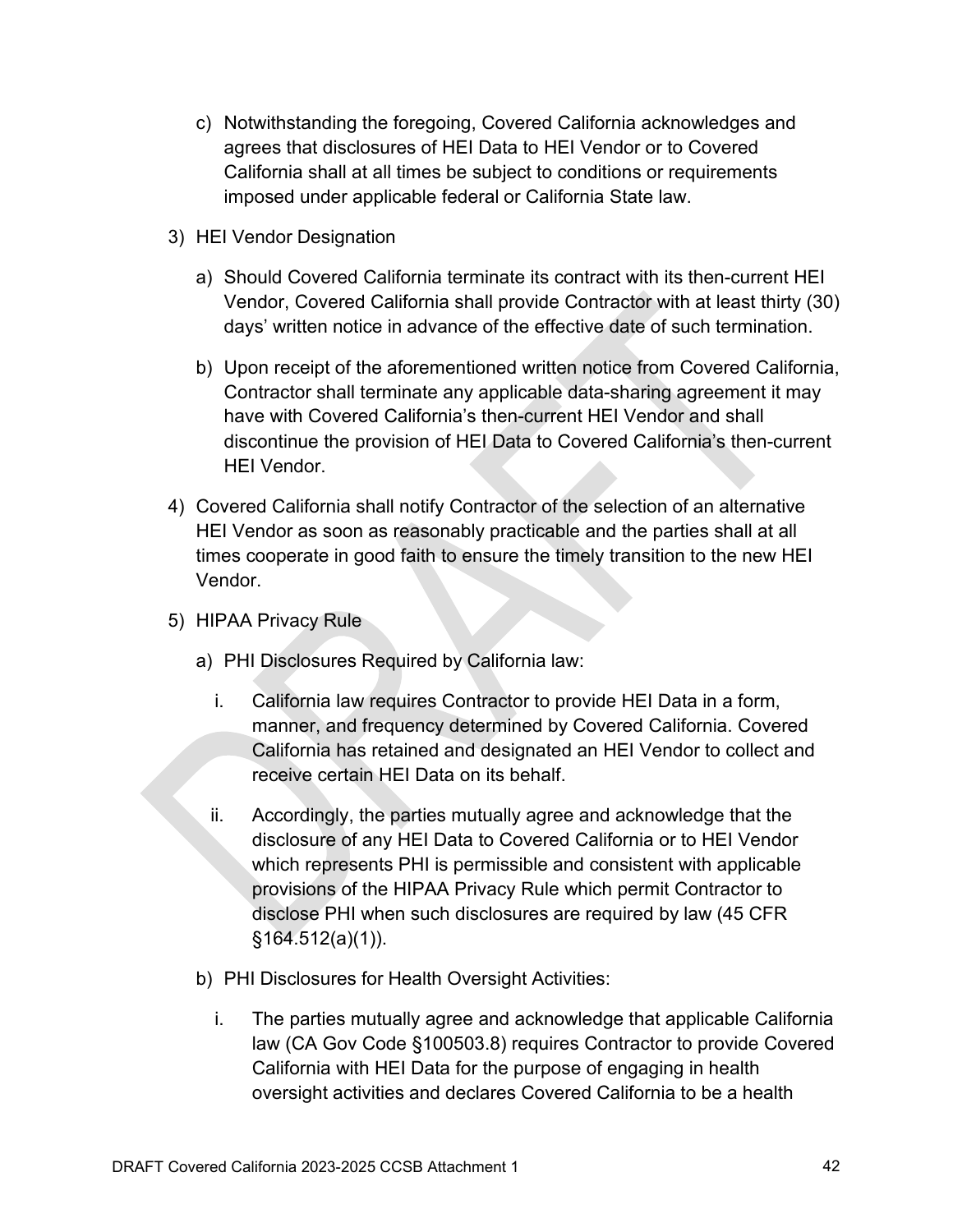c) Notwithstanding the foregoing, Covered California acknowledges and agrees that disclosures of HEI Data to HEI Vendor or to Covered California shall at all times be subject to conditions or requirements imposed under applicable federal or California State law.

3) HEI Vendor Designation

   a) Should Covered California terminate its contract with its then-current HEI Vendor, Covered California shall provide Contractor with at least thirty (30) days' written notice in advance of the effective date of such termination.

   b) Upon receipt of the aforementioned written notice from Covered California, Contractor shall terminate any applicable data-sharing agreement it may have with Covered California's then-current HEI Vendor and shall discontinue the provision of HEI Data to Covered California's then-current HEI Vendor.

4) Covered California shall notify Contractor of the selection of an alternative HEI Vendor as soon as reasonably practicable and the parties shall at all times cooperate in good faith to ensure the timely transition to the new HEI Vendor.

5) HIPAA Privacy Rule

   a) PHI Disclosures Required by California law:

      i. California law requires Contractor to provide HEI Data in a form, manner, and frequency determined by Covered California. Covered California has retained and designated an HEI Vendor to collect and receive certain HEI Data on its behalf.

      ii. Accordingly, the parties mutually agree and acknowledge that the disclosure of any HEI Data to Covered California or to HEI Vendor which represents PHI is permissible and consistent with applicable provisions of the HIPAA Privacy Rule which permit Contractor to disclose PHI when such disclosures are required by law (45 CFR §164.512(a)(1)).

   b) PHI Disclosures for Health Oversight Activities:

      i. The parties mutually agree and acknowledge that applicable California law (CA Gov Code §100503.8) requires Contractor to provide Covered California with HEI Data for the purpose of engaging in health oversight activities and declares Covered California to be a health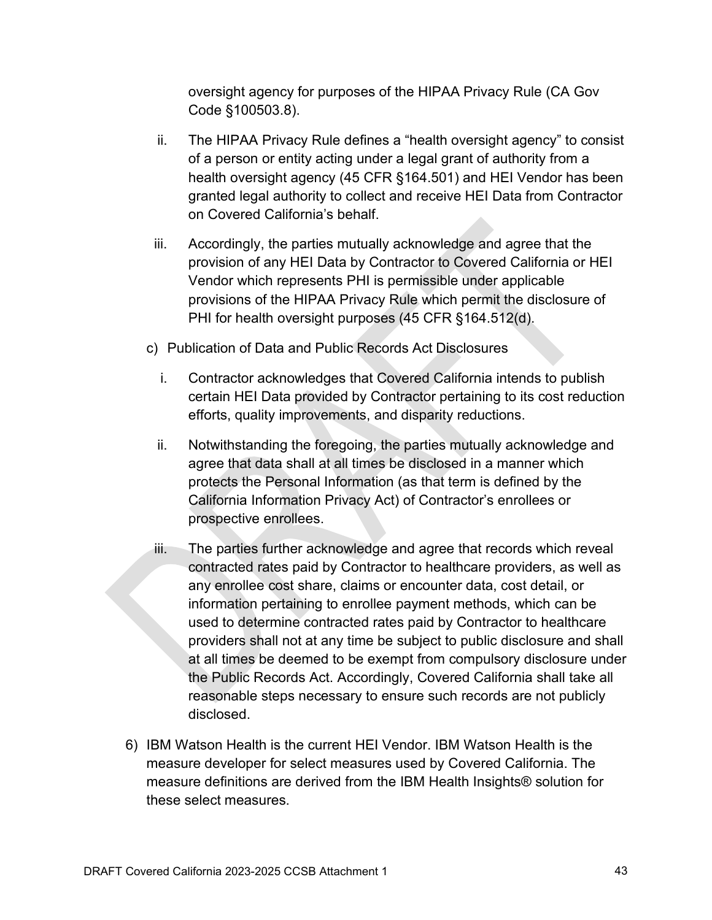oversight agency for purposes of the HIPAA Privacy Rule (CA Gov Code §100503.8).

ii. The HIPAA Privacy Rule defines a "health oversight agency" to consist of a person or entity acting under a legal grant of authority from a health oversight agency (45 CFR §164.501) and HEI Vendor has been granted legal authority to collect and receive HEI Data from Contractor on Covered California's behalf.

iii. Accordingly, the parties mutually acknowledge and agree that the provision of any HEI Data by Contractor to Covered California or HEI Vendor which represents PHI is permissible under applicable provisions of the HIPAA Privacy Rule which permit the disclosure of PHI for health oversight purposes (45 CFR §164.512(d).

c) Publication of Data and Public Records Act Disclosures

i. Contractor acknowledges that Covered California intends to publish certain HEI Data provided by Contractor pertaining to its cost reduction efforts, quality improvements, and disparity reductions.

ii. Notwithstanding the foregoing, the parties mutually acknowledge and agree that data shall at all times be disclosed in a manner which protects the Personal Information (as that term is defined by the California Information Privacy Act) of Contractor's enrollees or prospective enrollees.

iii. The parties further acknowledge and agree that records which reveal contracted rates paid by Contractor to healthcare providers, as well as any enrollee cost share, claims or encounter data, cost detail, or information pertaining to enrollee payment methods, which can be used to determine contracted rates paid by Contractor to healthcare providers shall not at any time be subject to public disclosure and shall at all times be deemed to be exempt from compulsory disclosure under the Public Records Act. Accordingly, Covered California shall take all reasonable steps necessary to ensure such records are not publicly disclosed.

6) IBM Watson Health is the current HEI Vendor. IBM Watson Health is the measure developer for select measures used by Covered California. The measure definitions are derived from the IBM Health Insights® solution for these select measures.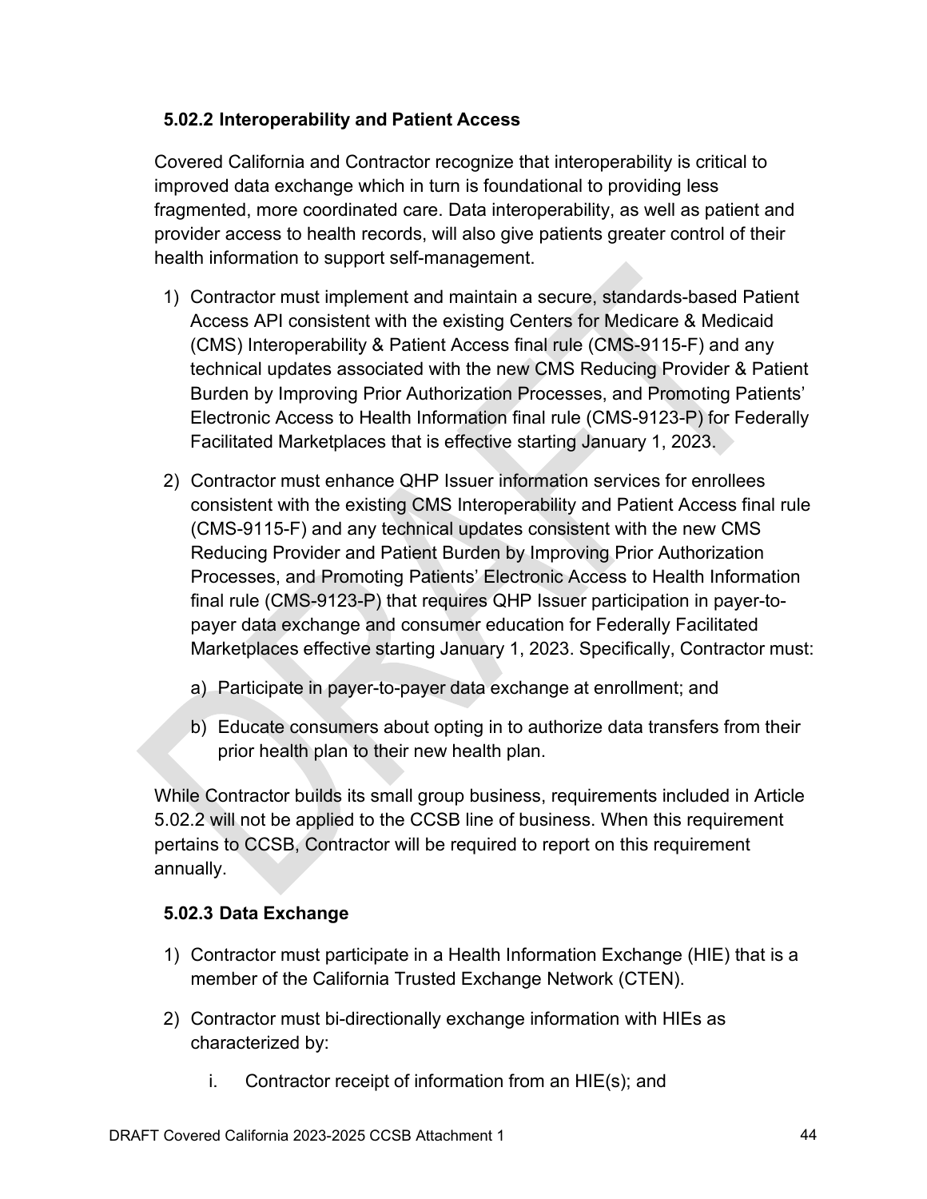### 5.02.2 Interoperability and Patient Access

Covered California and Contractor recognize that interoperability is critical to improved data exchange which in turn is foundational to providing less fragmented, more coordinated care. Data interoperability, as well as patient and provider access to health records, will also give patients greater control of their health information to support self-management.

1) Contractor must implement and maintain a secure, standards-based Patient Access API consistent with the existing Centers for Medicare & Medicaid (CMS) Interoperability & Patient Access final rule (CMS-9115-F) and any technical updates associated with the new CMS Reducing Provider & Patient Burden by Improving Prior Authorization Processes, and Promoting Patients' Electronic Access to Health Information final rule (CMS-9123-P) for Federally Facilitated Marketplaces that is effective starting January 1, 2023.

2) Contractor must enhance QHP Issuer information services for enrollees consistent with the existing CMS Interoperability and Patient Access final rule (CMS-9115-F) and any technical updates consistent with the new CMS Reducing Provider and Patient Burden by Improving Prior Authorization Processes, and Promoting Patients' Electronic Access to Health Information final rule (CMS-9123-P) that requires QHP Issuer participation in payer-to-payer data exchange and consumer education for Federally Facilitated Marketplaces effective starting January 1, 2023. Specifically, Contractor must:

   a) Participate in payer-to-payer data exchange at enrollment; and

   b) Educate consumers about opting in to authorize data transfers from their prior health plan to their new health plan.

While Contractor builds its small group business, requirements included in Article 5.02.2 will not be applied to the CCSB line of business. When this requirement pertains to CCSB, Contractor will be required to report on this requirement annually.

### 5.02.3 Data Exchange

1) Contractor must participate in a Health Information Exchange (HIE) that is a member of the California Trusted Exchange Network (CTEN).

2) Contractor must bi-directionally exchange information with HIEs as characterized by:

   i. Contractor receipt of information from an HIE(s); and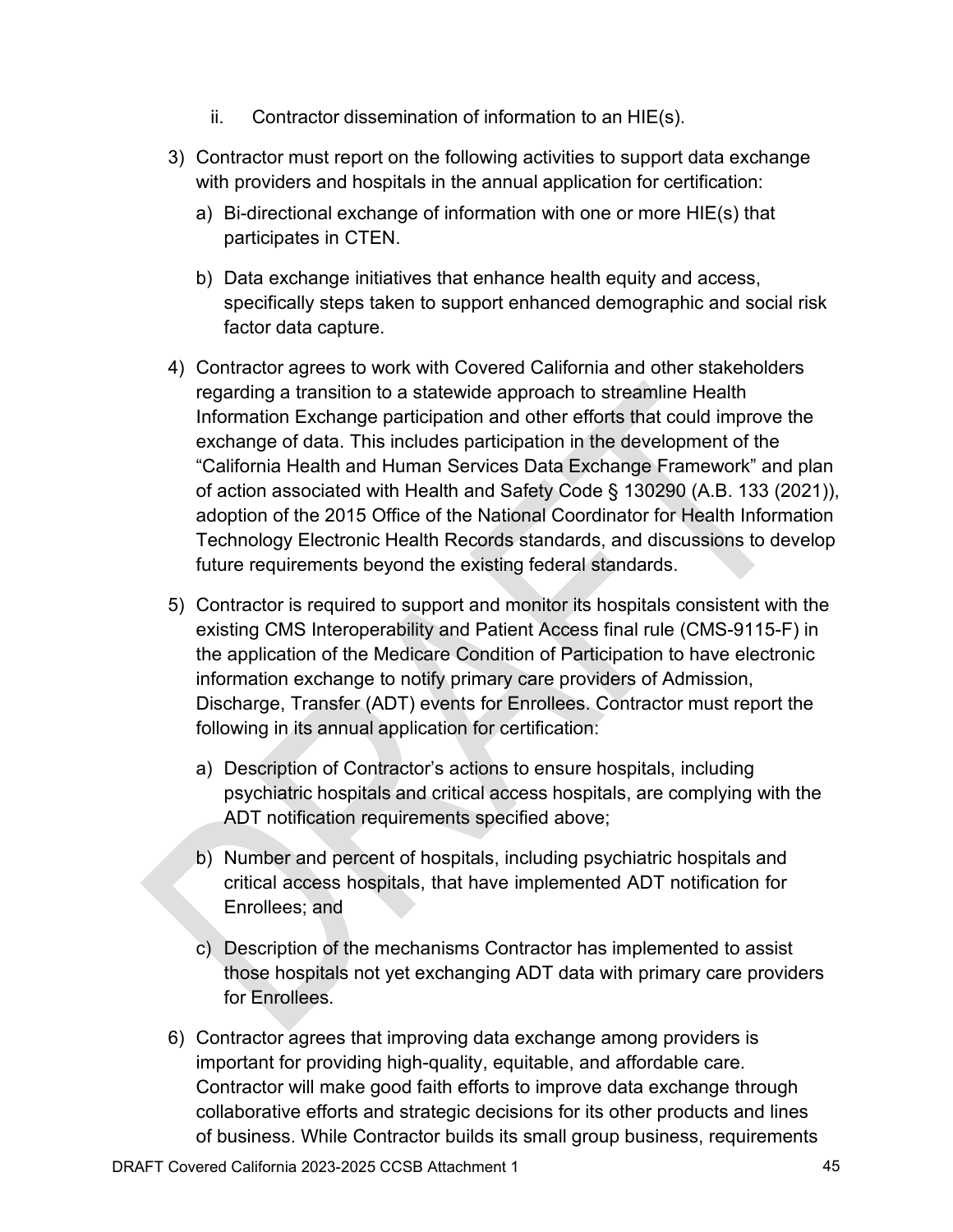ii. Contractor dissemination of information to an HIE(s).

3) Contractor must report on the following activities to support data exchange with providers and hospitals in the annual application for certification:

   a) Bi-directional exchange of information with one or more HIE(s) that participates in CTEN.

   b) Data exchange initiatives that enhance health equity and access, specifically steps taken to support enhanced demographic and social risk factor data capture.

4) Contractor agrees to work with Covered California and other stakeholders regarding a transition to a statewide approach to streamline Health Information Exchange participation and other efforts that could improve the exchange of data. This includes participation in the development of the "California Health and Human Services Data Exchange Framework" and plan of action associated with Health and Safety Code § 130290 (A.B. 133 (2021)), adoption of the 2015 Office of the National Coordinator for Health Information Technology Electronic Health Records standards, and discussions to develop future requirements beyond the existing federal standards.

5) Contractor is required to support and monitor its hospitals consistent with the existing CMS Interoperability and Patient Access final rule (CMS-9115-F) in the application of the Medicare Condition of Participation to have electronic information exchange to notify primary care providers of Admission, Discharge, Transfer (ADT) events for Enrollees. Contractor must report the following in its annual application for certification:

   a) Description of Contractor's actions to ensure hospitals, including psychiatric hospitals and critical access hospitals, are complying with the ADT notification requirements specified above;

   b) Number and percent of hospitals, including psychiatric hospitals and critical access hospitals, that have implemented ADT notification for Enrollees; and

   c) Description of the mechanisms Contractor has implemented to assist those hospitals not yet exchanging ADT data with primary care providers for Enrollees.

6) Contractor agrees that improving data exchange among providers is important for providing high-quality, equitable, and affordable care. Contractor will make good faith efforts to improve data exchange through collaborative efforts and strategic decisions for its other products and lines of business. While Contractor builds its small group business, requirements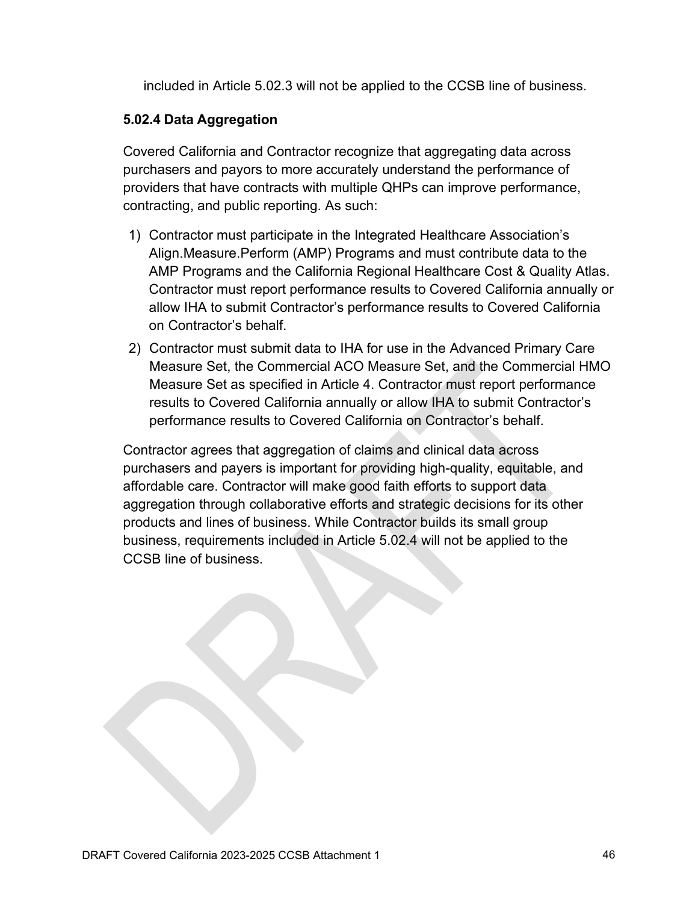included in Article 5.02.3 will not be applied to the CCSB line of business.

### 5.02.4 Data Aggregation

Covered California and Contractor recognize that aggregating data across purchasers and payors to more accurately understand the performance of providers that have contracts with multiple QHPs can improve performance, contracting, and public reporting. As such:

1) Contractor must participate in the Integrated Healthcare Association's Align.Measure.Perform (AMP) Programs and must contribute data to the AMP Programs and the California Regional Healthcare Cost & Quality Atlas. Contractor must report performance results to Covered California annually or allow IHA to submit Contractor's performance results to Covered California on Contractor's behalf.
2) Contractor must submit data to IHA for use in the Advanced Primary Care Measure Set, the Commercial ACO Measure Set, and the Commercial HMO Measure Set as specified in Article 4. Contractor must report performance results to Covered California annually or allow IHA to submit Contractor's performance results to Covered California on Contractor's behalf.

Contractor agrees that aggregation of claims and clinical data across purchasers and payers is important for providing high-quality, equitable, and affordable care. Contractor will make good faith efforts to support data aggregation through collaborative efforts and strategic decisions for its other products and lines of business. While Contractor builds its small group business, requirements included in Article 5.02.4 will not be applied to the CCSB line of business.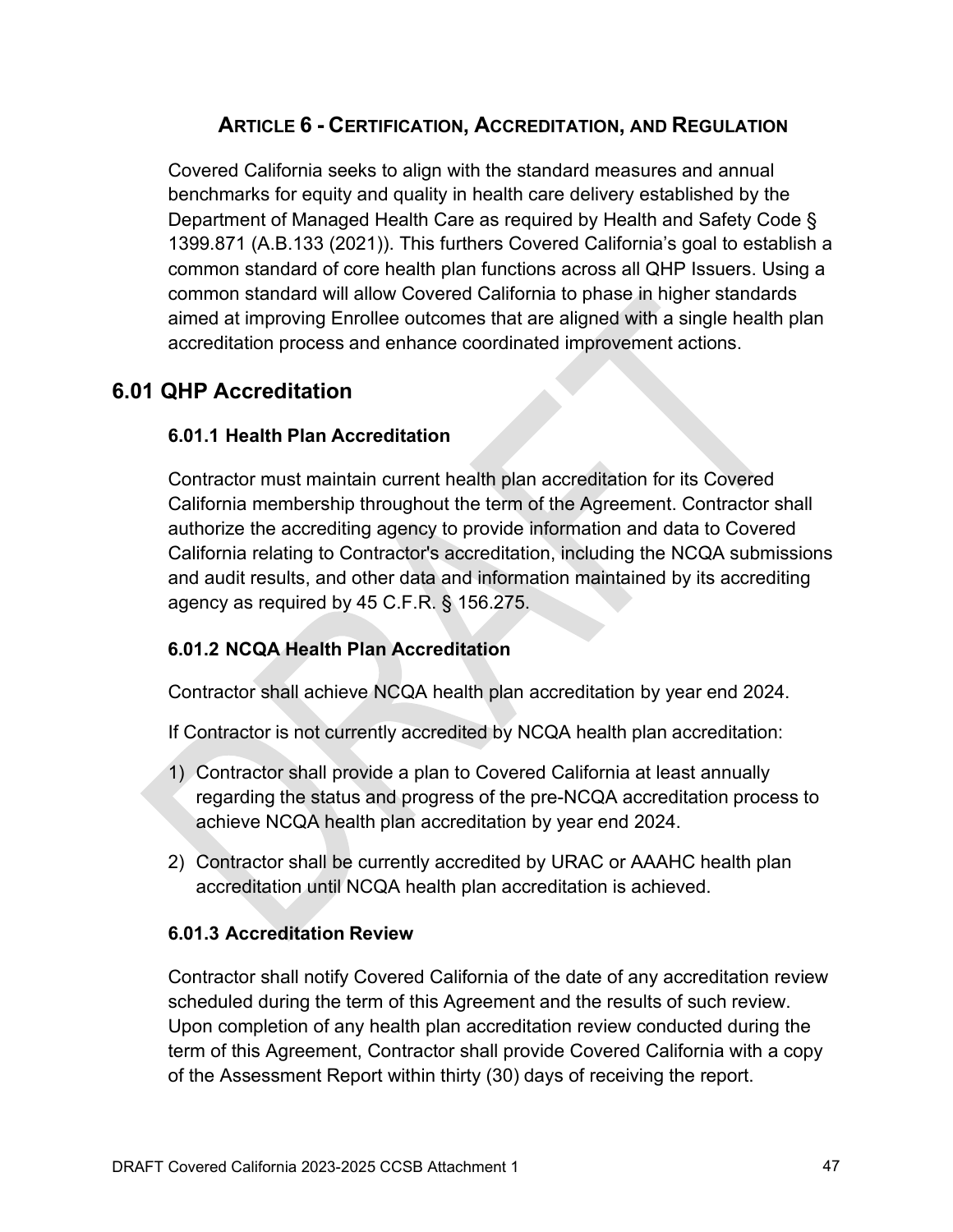# ARTICLE 6 - CERTIFICATION, ACCREDITATION, AND REGULATION

Covered California seeks to align with the standard measures and annual benchmarks for equity and quality in health care delivery established by the Department of Managed Health Care as required by Health and Safety Code § 1399.871 (A.B.133 (2021)). This furthers Covered California's goal to establish a common standard of core health plan functions across all QHP Issuers. Using a common standard will allow Covered California to phase in higher standards aimed at improving Enrollee outcomes that are aligned with a single health plan accreditation process and enhance coordinated improvement actions.

## 6.01 QHP Accreditation

### 6.01.1 Health Plan Accreditation

Contractor must maintain current health plan accreditation for its Covered California membership throughout the term of the Agreement. Contractor shall authorize the accrediting agency to provide information and data to Covered California relating to Contractor's accreditation, including the NCQA submissions and audit results, and other data and information maintained by its accrediting agency as required by 45 C.F.R. § 156.275.

### 6.01.2 NCQA Health Plan Accreditation

Contractor shall achieve NCQA health plan accreditation by year end 2024.

If Contractor is not currently accredited by NCQA health plan accreditation:

1) Contractor shall provide a plan to Covered California at least annually regarding the status and progress of the pre-NCQA accreditation process to achieve NCQA health plan accreditation by year end 2024.
2) Contractor shall be currently accredited by URAC or AAAHC health plan accreditation until NCQA health plan accreditation is achieved.

### 6.01.3 Accreditation Review

Contractor shall notify Covered California of the date of any accreditation review scheduled during the term of this Agreement and the results of such review. Upon completion of any health plan accreditation review conducted during the term of this Agreement, Contractor shall provide Covered California with a copy of the Assessment Report within thirty (30) days of receiving the report.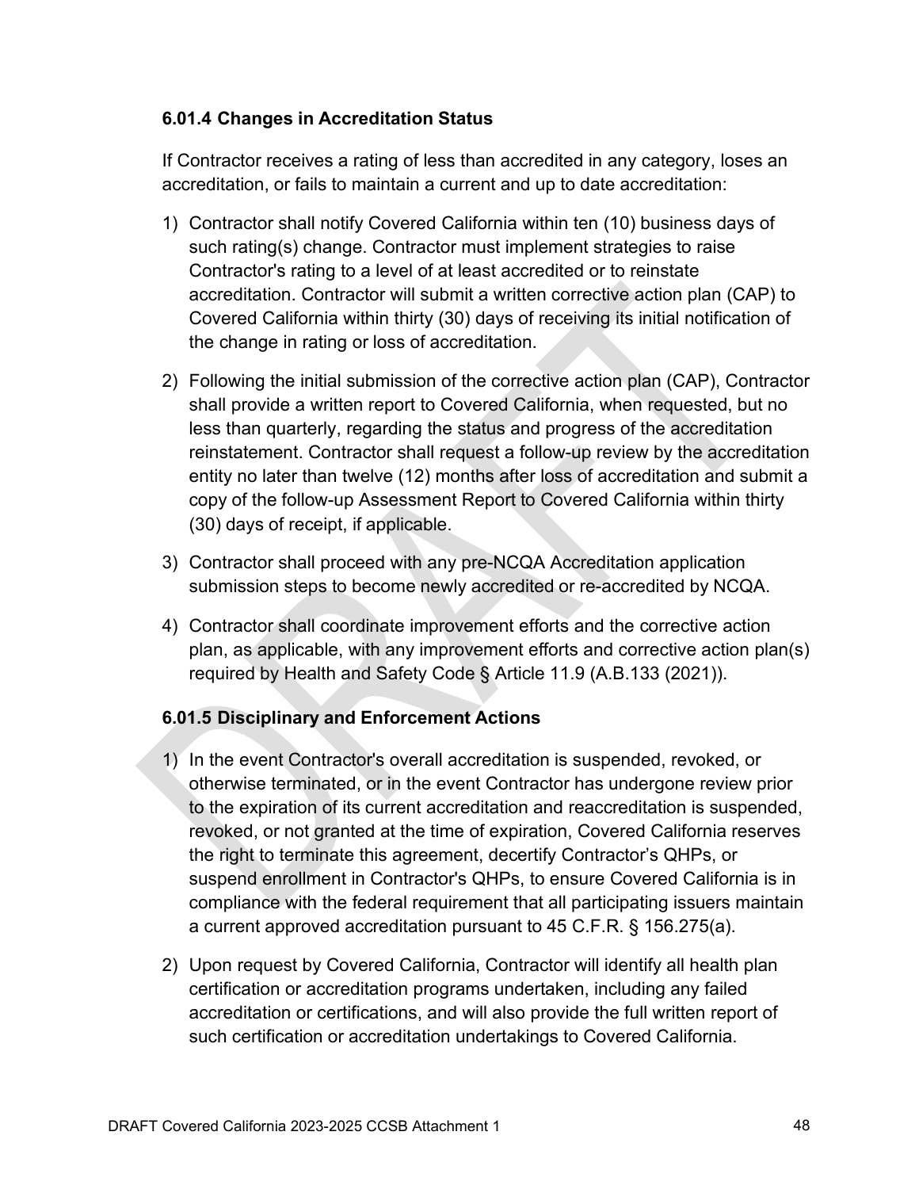### 6.01.4 Changes in Accreditation Status

If Contractor receives a rating of less than accredited in any category, loses an accreditation, or fails to maintain a current and up to date accreditation:

1) Contractor shall notify Covered California within ten (10) business days of such rating(s) change. Contractor must implement strategies to raise Contractor's rating to a level of at least accredited or to reinstate accreditation. Contractor will submit a written corrective action plan (CAP) to Covered California within thirty (30) days of receiving its initial notification of the change in rating or loss of accreditation.

2) Following the initial submission of the corrective action plan (CAP), Contractor shall provide a written report to Covered California, when requested, but no less than quarterly, regarding the status and progress of the accreditation reinstatement. Contractor shall request a follow-up review by the accreditation entity no later than twelve (12) months after loss of accreditation and submit a copy of the follow-up Assessment Report to Covered California within thirty (30) days of receipt, if applicable.

3) Contractor shall proceed with any pre-NCQA Accreditation application submission steps to become newly accredited or re-accredited by NCQA.

4) Contractor shall coordinate improvement efforts and the corrective action plan, as applicable, with any improvement efforts and corrective action plan(s) required by Health and Safety Code § Article 11.9 (A.B.133 (2021)).

### 6.01.5 Disciplinary and Enforcement Actions

1) In the event Contractor's overall accreditation is suspended, revoked, or otherwise terminated, or in the event Contractor has undergone review prior to the expiration of its current accreditation and reaccreditation is suspended, revoked, or not granted at the time of expiration, Covered California reserves the right to terminate this agreement, decertify Contractor's QHPs, or suspend enrollment in Contractor's QHPs, to ensure Covered California is in compliance with the federal requirement that all participating issuers maintain a current approved accreditation pursuant to 45 C.F.R. § 156.275(a).

2) Upon request by Covered California, Contractor will identify all health plan certification or accreditation programs undertaken, including any failed accreditation or certifications, and will also provide the full written report of such certification or accreditation undertakings to Covered California.